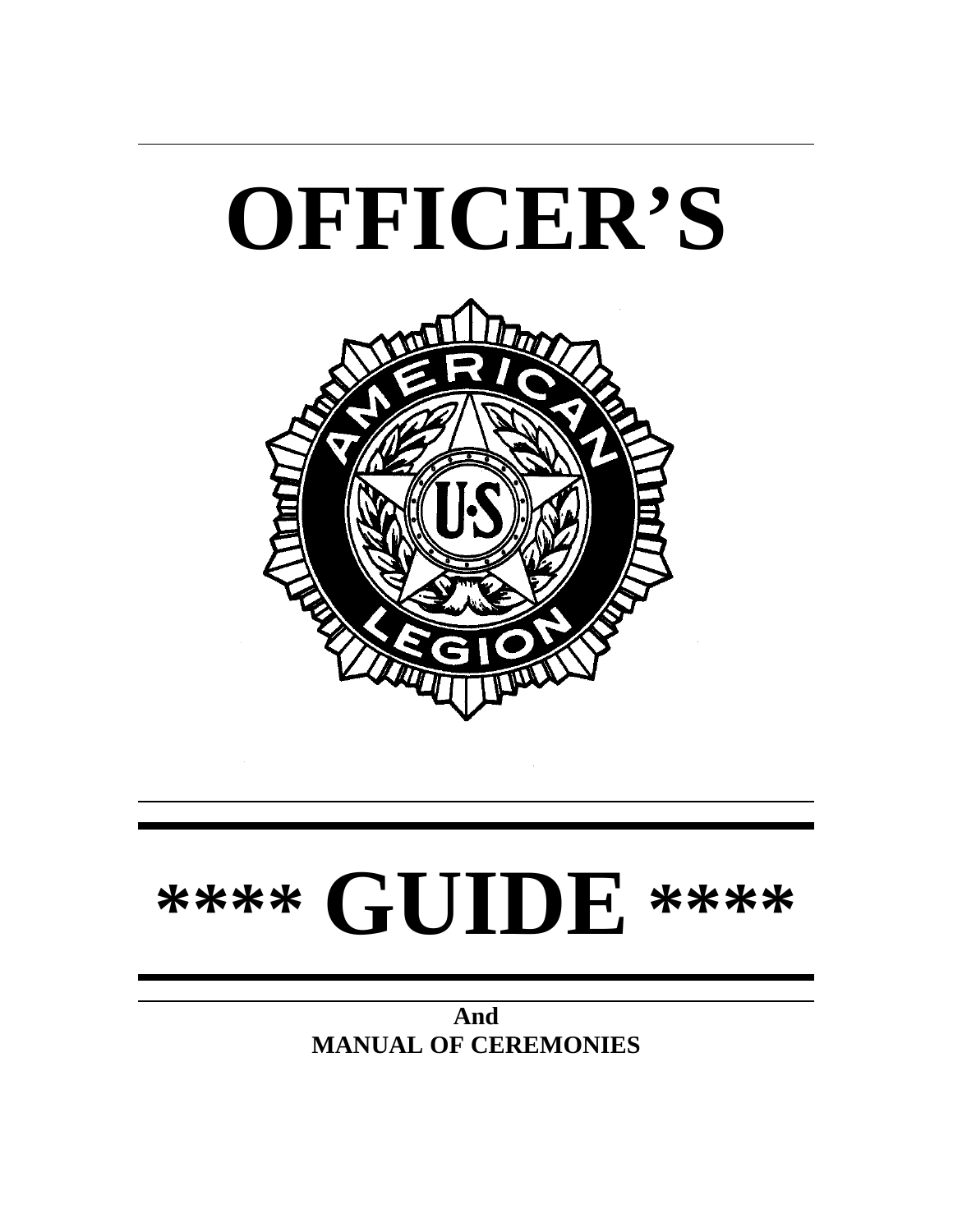# OFFICER'S

# **** GUIDE ****

**And**
**MANUAL OF CEREMONIES**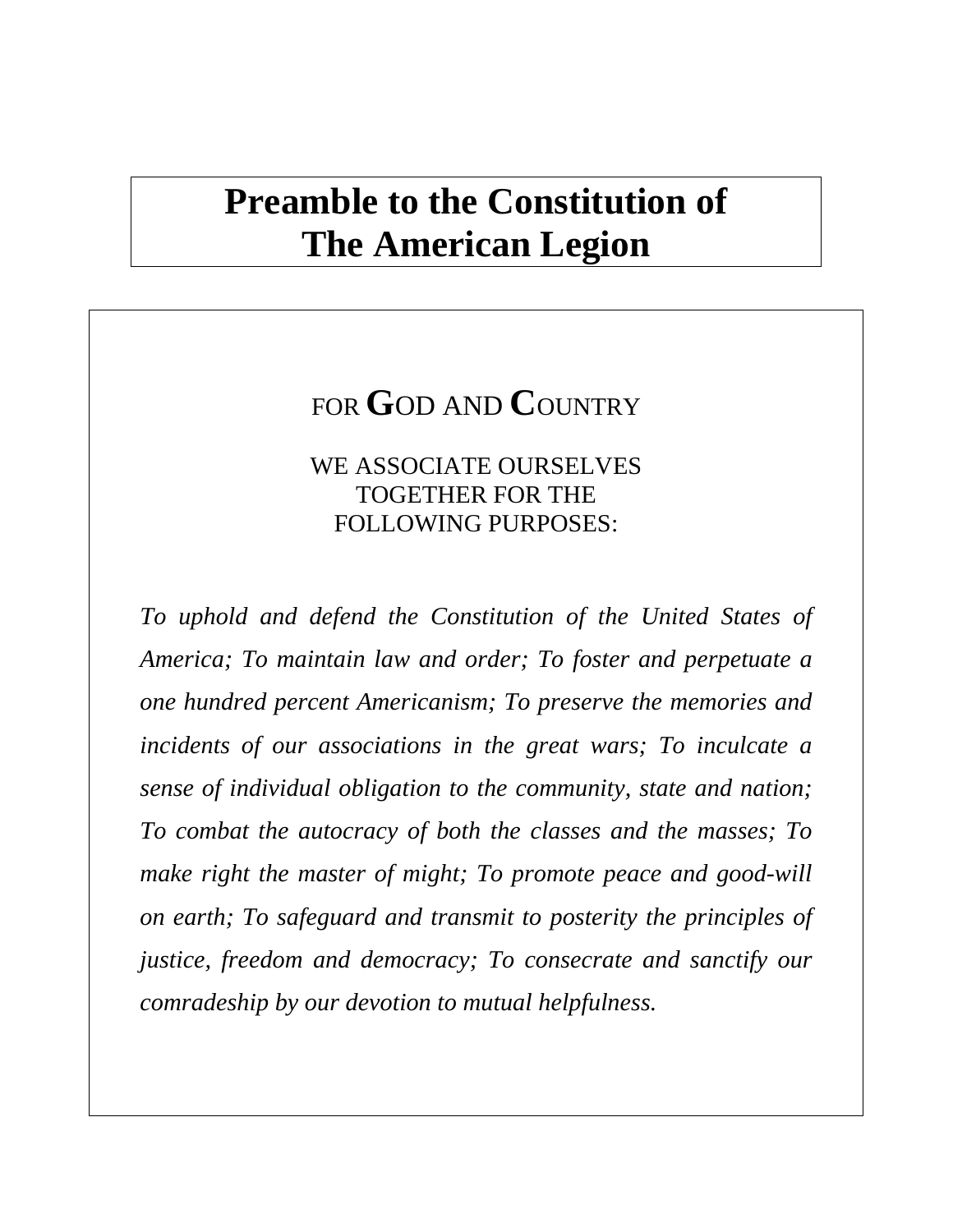# Preamble to the Constitution of The American Legion

FOR GOD AND COUNTRY

WE ASSOCIATE OURSELVES TOGETHER FOR THE FOLLOWING PURPOSES:

*To uphold and defend the Constitution of the United States of America; To maintain law and order; To foster and perpetuate a one hundred percent Americanism; To preserve the memories and incidents of our associations in the great wars; To inculcate a sense of individual obligation to the community, state and nation; To combat the autocracy of both the classes and the masses; To make right the master of might; To promote peace and good-will on earth; To safeguard and transmit to posterity the principles of justice, freedom and democracy; To consecrate and sanctify our comradeship by our devotion to mutual helpfulness.*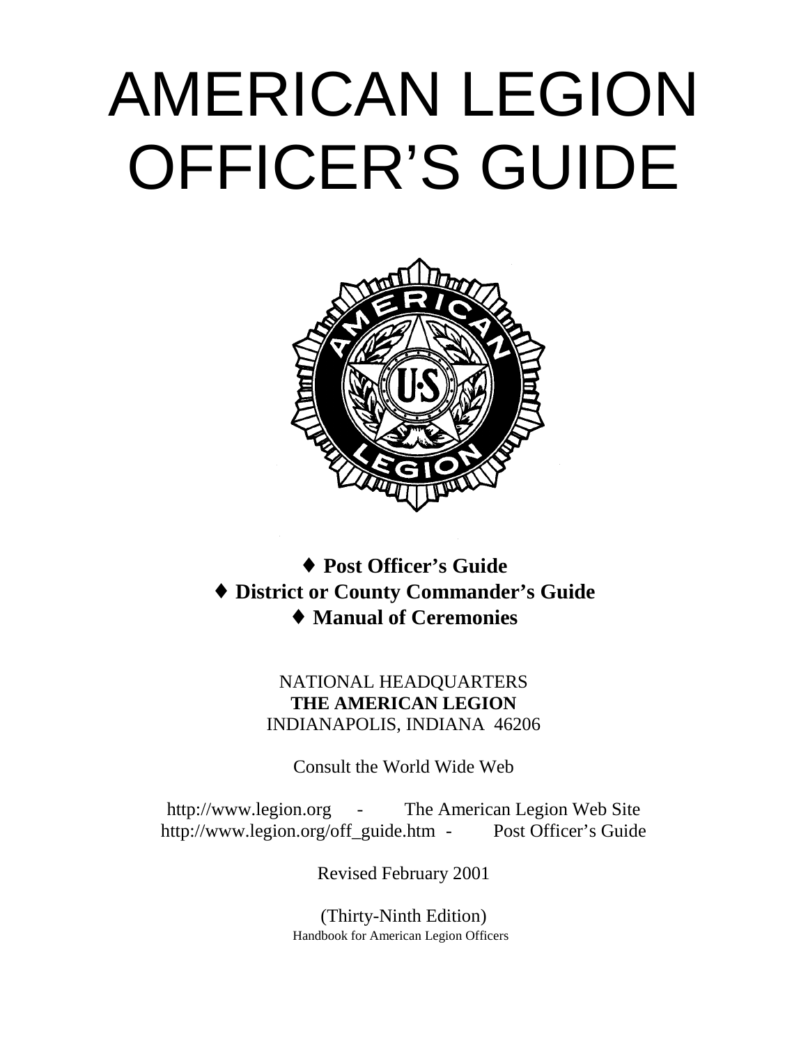# AMERICAN LEGION OFFICER'S GUIDE

♦ **Post Officer's Guide**
♦ **District or County Commander's Guide**
♦ **Manual of Ceremonies**

NATIONAL HEADQUARTERS
**THE AMERICAN LEGION**
INDIANAPOLIS, INDIANA 46206

Consult the World Wide Web

http://www.legion.org - The American Legion Web Site
http://www.legion.org/off_guide.htm - Post Officer's Guide

Revised February 2001

(Thirty-Ninth Edition)
Handbook for American Legion Officers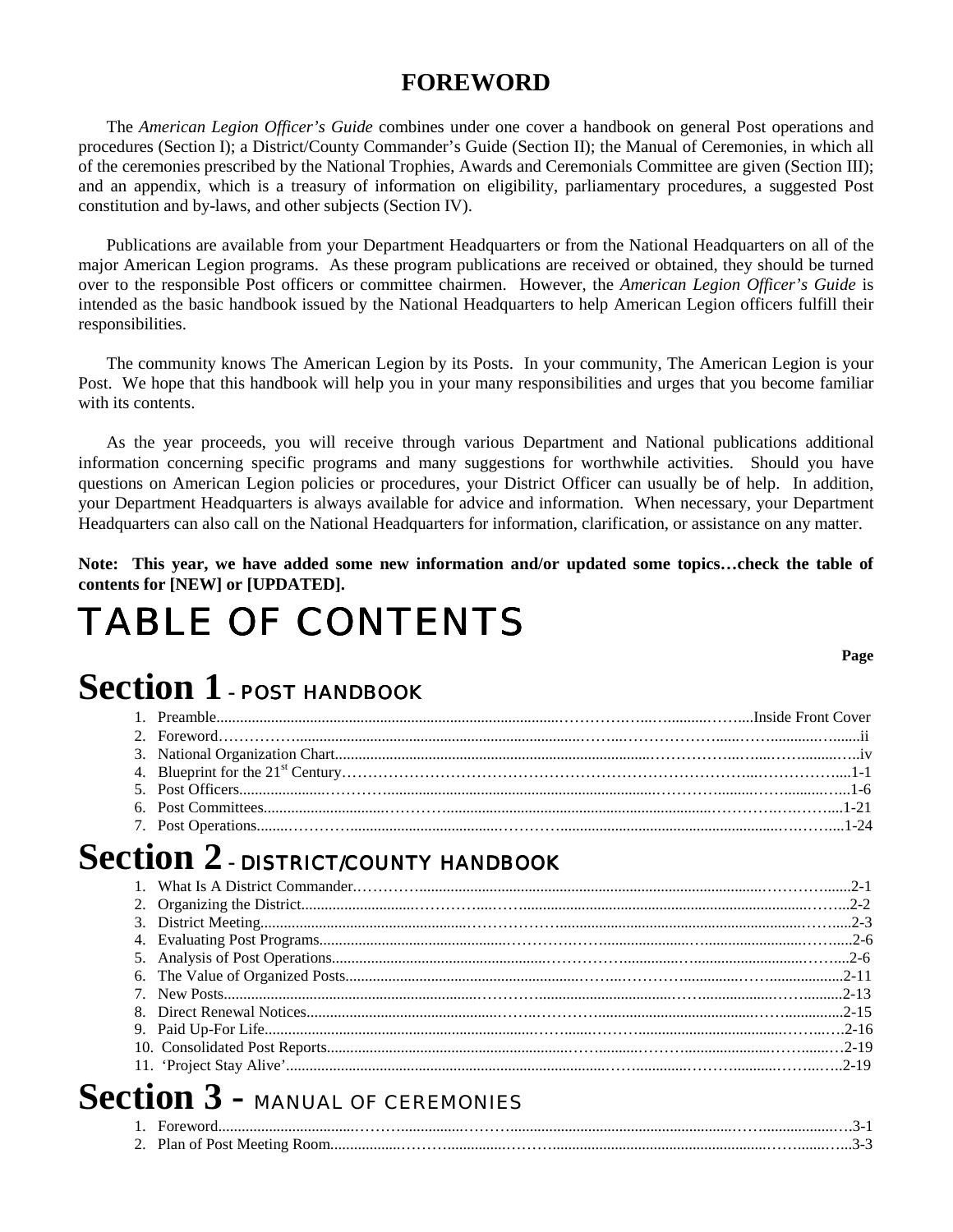# FOREWORD

The *American Legion Officer's Guide* combines under one cover a handbook on general Post operations and procedures (Section I); a District/County Commander's Guide (Section II); the Manual of Ceremonies, in which all of the ceremonies prescribed by the National Trophies, Awards and Ceremonials Committee are given (Section III); and an appendix, which is a treasury of information on eligibility, parliamentary procedures, a suggested Post constitution and by-laws, and other subjects (Section IV).

Publications are available from your Department Headquarters or from the National Headquarters on all of the major American Legion programs. As these program publications are received or obtained, they should be turned over to the responsible Post officers or committee chairmen. However, the *American Legion Officer's Guide* is intended as the basic handbook issued by the National Headquarters to help American Legion officers fulfill their responsibilities.

The community knows The American Legion by its Posts. In your community, The American Legion is your Post. We hope that this handbook will help you in your many responsibilities and urges that you become familiar with its contents.

As the year proceeds, you will receive through various Department and National publications additional information concerning specific programs and many suggestions for worthwhile activities. Should you have questions on American Legion policies or procedures, your District Officer can usually be of help. In addition, your Department Headquarters is always available for advice and information. When necessary, your Department Headquarters can also call on the National Headquarters for information, clarification, or assistance on any matter.

**Note: This year, we have added some new information and/or updated some topics…check the table of contents for [NEW] or [UPDATED].**

# TABLE OF CONTENTS

**Page**

## Section 1 – POST HANDBOOK

1. Preamble.......Inside Front Cover
2. Foreword.......ii
3. National Organization Chart.......iv
4. Blueprint for the 21st Century.......1-1
5. Post Officers.......1-6
6. Post Committees.......1-21
7. Post Operations.......1-24

## Section 2 – DISTRICT/COUNTY HANDBOOK

1. What Is A District Commander.......2-1
2. Organizing the District.......2-2
3. District Meeting.......2-3
4. Evaluating Post Programs.......2-6
5. Analysis of Post Operations.......2-6
6. The Value of Organized Posts.......2-11
7. New Posts.......2-13
8. Direct Renewal Notices.......2-15
9. Paid Up-For Life.......2-16
10. Consolidated Post Reports.......2-19
11. 'Project Stay Alive'.......2-19

## Section 3 – MANUAL OF CEREMONIES

1. Foreword.......3-1
2. Plan of Post Meeting Room.......3-3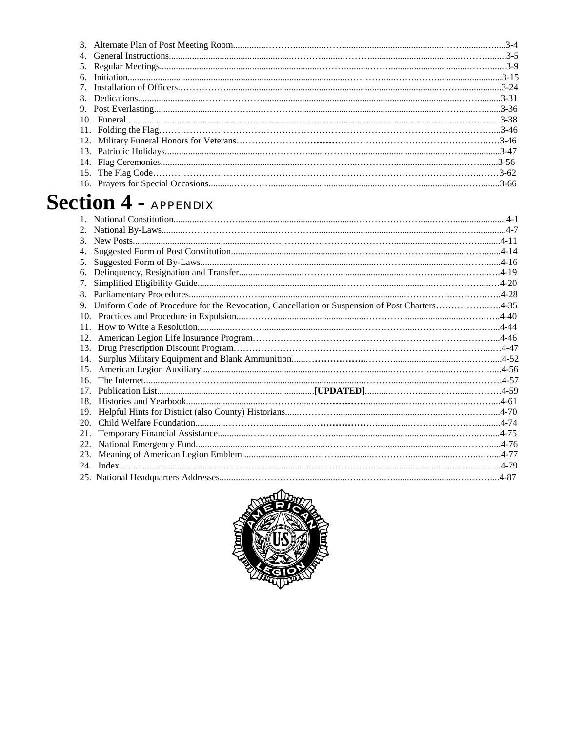3. Alternate Plan of Post Meeting Room....3-4
4. General Instructions....3-5
5. Regular Meetings....3-9
6. Initiation....3-15
7. Installation of Officers....3-24
8. Dedications....3-31
9. Post Everlasting....3-36
10. Funeral....3-38
11. Folding the Flag....3-46
12. Military Funeral Honors for Veterans....3-46
13. Patriotic Holidays....3-47
14. Flag Ceremonies....3-56
15. The Flag Code....3-62
16. Prayers for Special Occasions....3-66

# Section 4 - APPENDIX

1. National Constitution....4-1
2. National By-Laws....4-7
3. New Posts....4-11
4. Suggested Form of Post Constitution....4-14
5. Suggested Form of By-Laws....4-16
6. Delinquency, Resignation and Transfer....4-19
7. Simplified Eligibility Guide....4-20
8. Parliamentary Procedures....4-28
9. Uniform Code of Procedure for the Revocation, Cancellation or Suspension of Post Charters....4-35
10. Practices and Procedure in Expulsion....4-40
11. How to Write a Resolution....4-44
12. American Legion Life Insurance Program....4-46
13. Drug Prescription Discount Program....4-47
14. Surplus Military Equipment and Blank Ammunition....4-52
15. American Legion Auxiliary....4-56
16. The Internet....4-57
17. Publication List....**[UPDATED]**....4-59
18. Histories and Yearbook....4-61
19. Helpful Hints for District (also County) Historians....4-70
20. Child Welfare Foundation....4-74
21. Temporary Financial Assistance....4-75
22. National Emergency Fund....4-76
23. Meaning of American Legion Emblem....4-77
24. Index....4-79
25. National Headquarters Addresses....4-87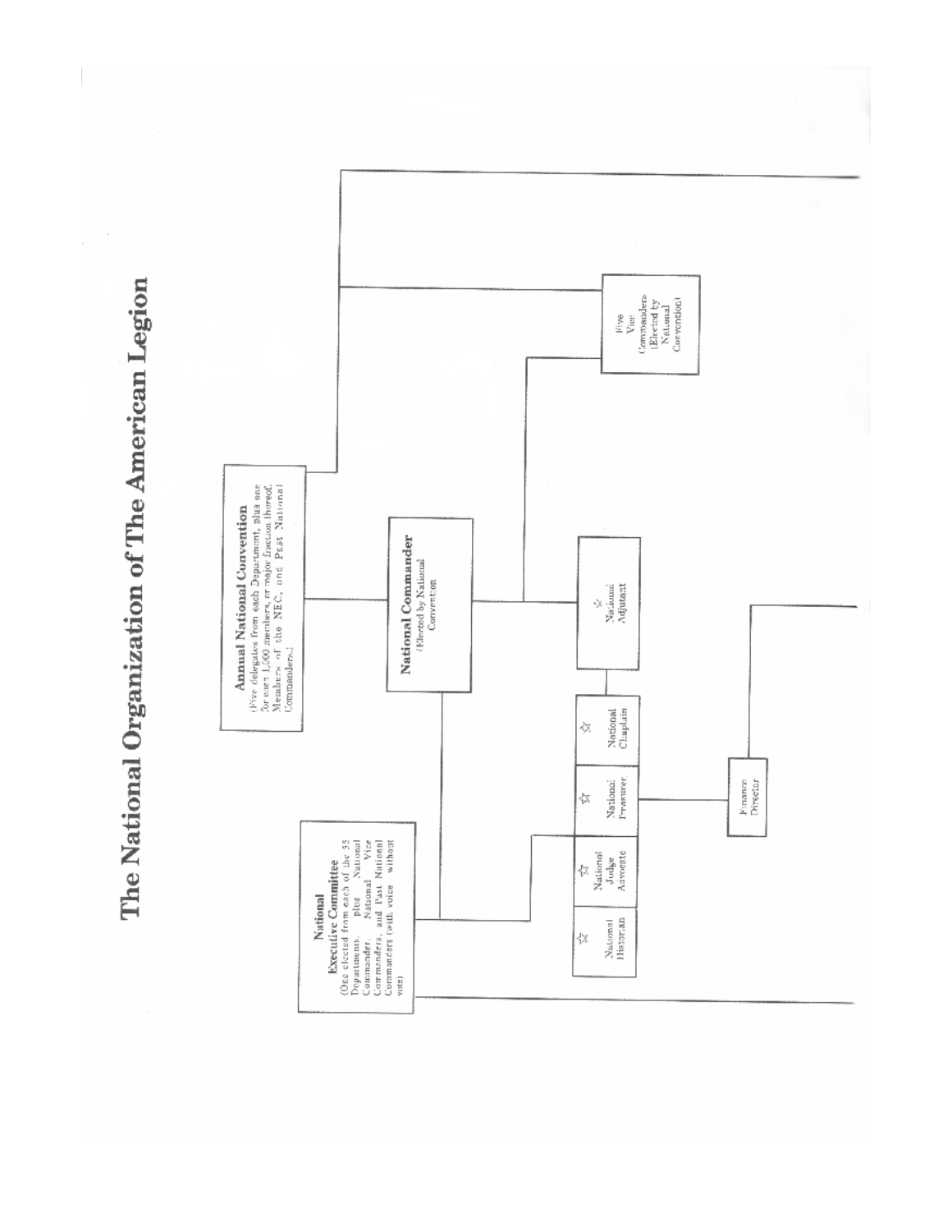# The National Organization of The American Legion

**Annual National Convention**
(Five delegates from each Department, plus one for each 1,000 members, or major fraction thereof. Members of the NEC, and Past National Commanders.)

**National Executive Committee**
(One elected from each of the 55 Departments, plus National Commander, National Vice Commanders, and Past National Commanders (with voice without vote))

**National Commander**
(Elected by National Convention)

Five Vice Commanders (Elected by National Convention)

☆ National Adjutant

☆ National Historian

☆ National Judge Advocate

☆ National Treasurer

☆ National Chaplain

Finance Director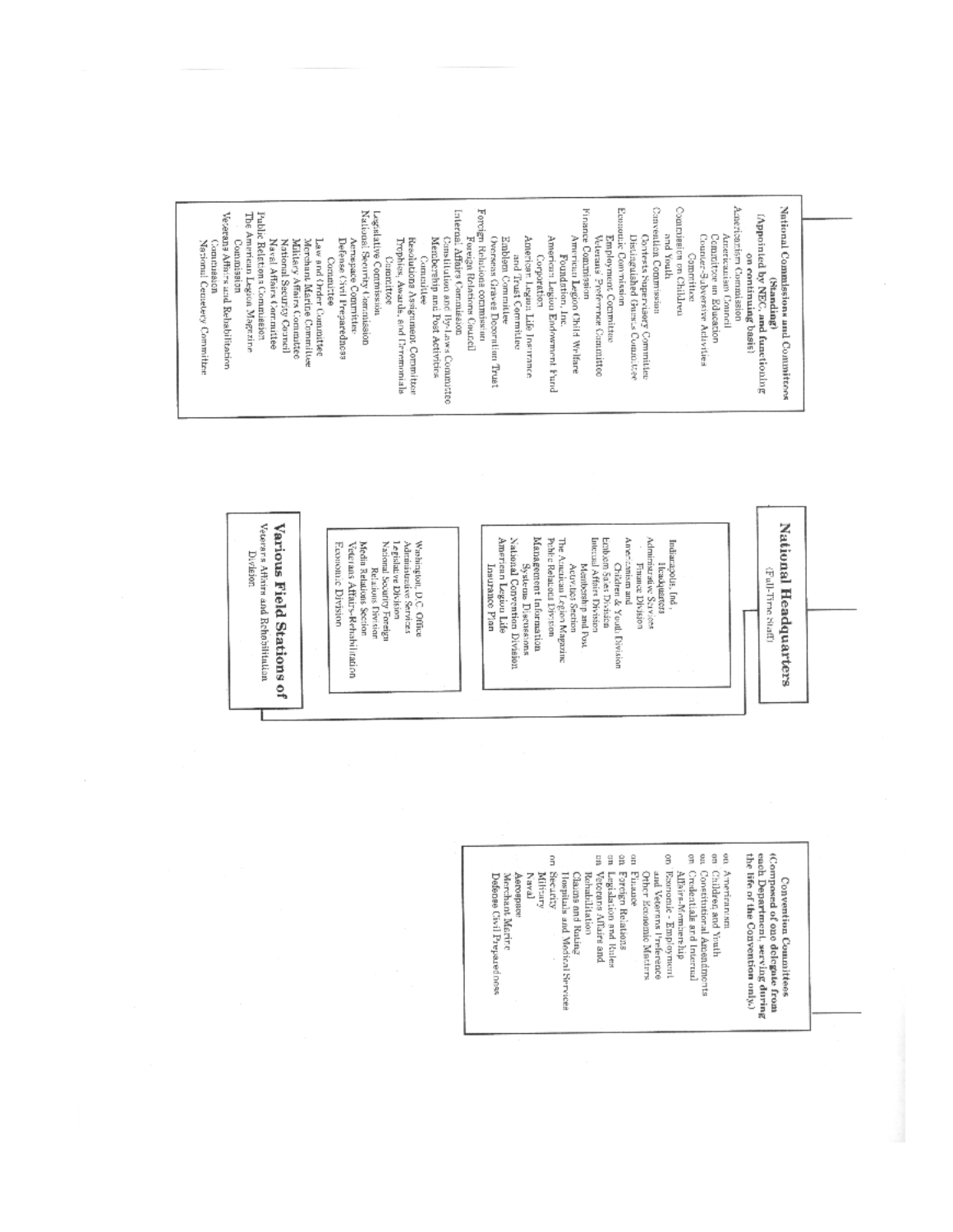## National Commissions and Committees (Standing)

**(Appointed by NEC, and functioning on continuing basis)**

- Americanism Commission
  - Americanism Council
  - Committee on Education
  - Counter-Subversive Activities Committee
- Commission on Children and Youth
- Convention Commission
  - Contests Supervisory Committee
  - Distinguished Guests Committee
- Economic Commission
  - Employment Committee
  - Veterans Preference Committee
- Finance Commission
  - American Legion Child Welfare Foundation, Inc.
  - American Legion Endowment Fund Corporation
  - American Legion Life Insurance and Trust Committee
  - Emblem Committee
  - Overseas Graves Decoration Trust
- Foreign Relations Commission
  - Foreign Relations Council
- Internal Affairs Commission
  - Constitution and By-Laws Committee
  - Membership and Post Activities Committee
  - Resolutions Assignment Committee
  - Trophies, Awards, and Ceremonials Committee
- Legislative Commission
- National Security Commission
  - Aerospace Committee
  - Defense Civil Preparedness Committee
  - Law and Order Committee
  - Merchant Marine Committee
  - Military Affairs Committee
  - National Security Council
  - Naval Affairs Committee
- Public Relations Commission
- The American Legion Magazine Commission
- Veterans Affairs and Rehabilitation Commission
  - National Cemetery Committee

## National Headquarters

(Full-Time Staff)

- Indianapolis, Ind., Headquarters
  - Administrative Services
  - Finance Division
  - Americanism and Children & Youth Division
  - Emblem Sales Division
  - Internal Affairs Division
  - Membership and Post Activities Section
  - The American Legion Magazine
  - Public Relations Division
  - Management Information Systems Discussions
  - National Convention Division
  - American Legion Life Insurance Plan

- Washington, D.C. Office
  - Administrative Services
  - Legislative Division
  - National Security Foreign Relations Division
  - Media Relations Section
  - Veterans Affairs-Rehabilitation
  - Economic Division

## Various Field Stations of

Veterans Affairs and Rehabilitation Division

## Convention Committees

**(Composed of one delegate from each Department, serving during the life of the Convention only)**

- on Americanism
- on Children and Youth
- on Constitutional Amendments
- on Credentials and Internal Affairs-Membership
- on Economic - Employment and Veterans Preference
  - Other Economic Matters
- on Finance
- on Foreign Relations
- on Legislation and Rules
- on Veterans Affairs and Rehabilitation
  - Claims and Rating
  - Hospitals and Medical Services
- on Security
  - Military
  - Naval
  - Aerospace
  - Merchant Marine
  - Defense Civil Preparedness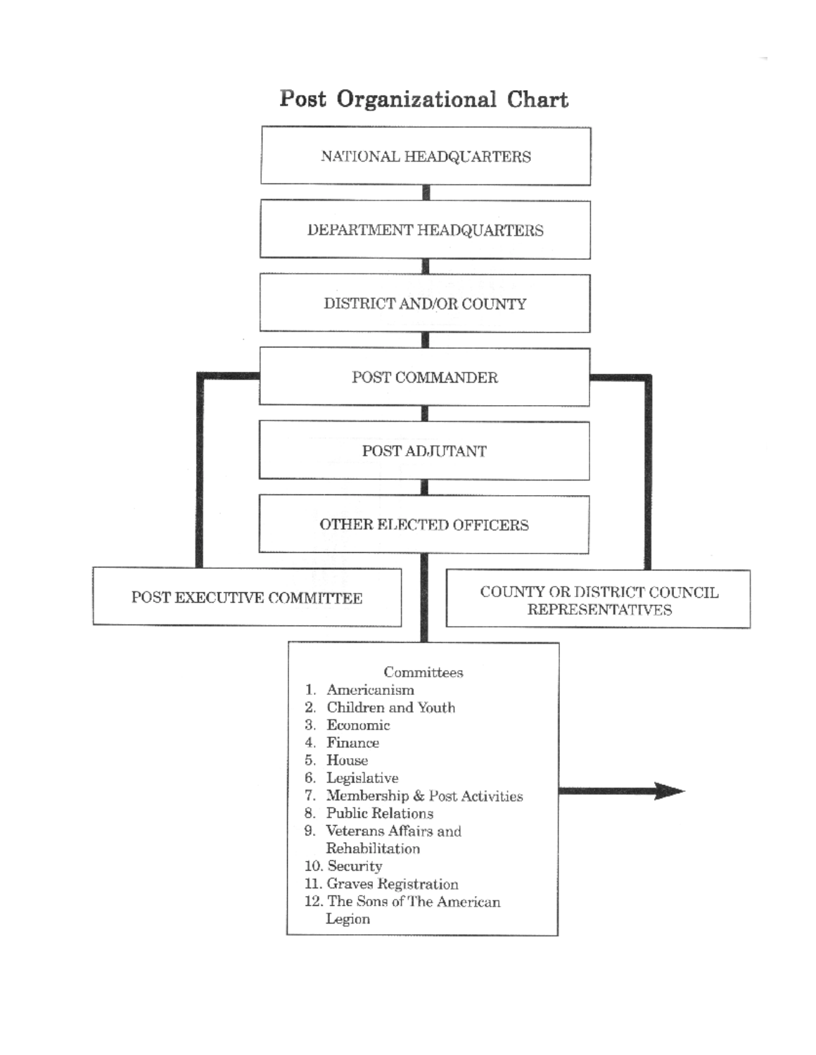# Post Organizational Chart

NATIONAL HEADQUARTERS

DEPARTMENT HEADQUARTERS

DISTRICT AND/OR COUNTY

POST COMMANDER

POST ADJUTANT

OTHER ELECTED OFFICERS

POST EXECUTIVE COMMITTEE

COUNTY OR DISTRICT COUNCIL REPRESENTATIVES

Committees

1. Americanism
2. Children and Youth
3. Economic
4. Finance
5. House
6. Legislative
7. Membership & Post Activities
8. Public Relations
9. Veterans Affairs and Rehabilitation
10. Security
11. Graves Registration
12. The Sons of The American Legion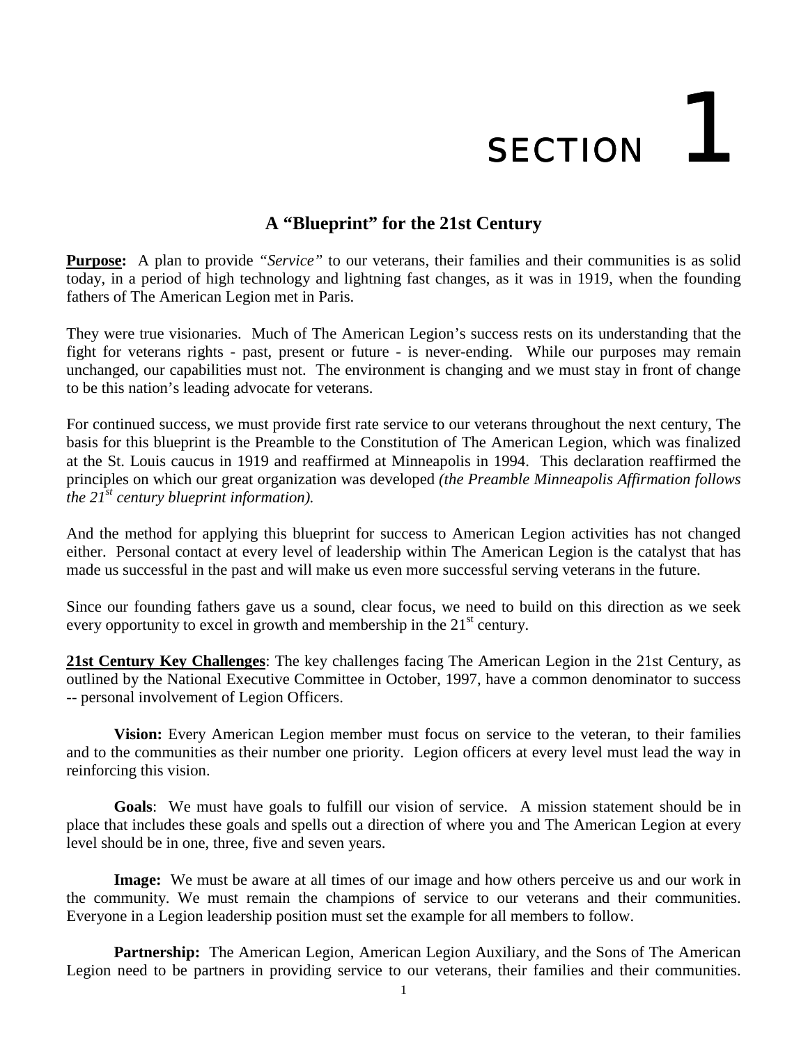# SECTION 1

## A "Blueprint" for the 21st Century

**Purpose:** A plan to provide *"Service"* to our veterans, their families and their communities is as solid today, in a period of high technology and lightning fast changes, as it was in 1919, when the founding fathers of The American Legion met in Paris.

They were true visionaries. Much of The American Legion's success rests on its understanding that the fight for veterans rights - past, present or future - is never-ending. While our purposes may remain unchanged, our capabilities must not. The environment is changing and we must stay in front of change to be this nation's leading advocate for veterans.

For continued success, we must provide first rate service to our veterans throughout the next century, The basis for this blueprint is the Preamble to the Constitution of The American Legion, which was finalized at the St. Louis caucus in 1919 and reaffirmed at Minneapolis in 1994. This declaration reaffirmed the principles on which our great organization was developed *(the Preamble Minneapolis Affirmation follows the 21st century blueprint information).*

And the method for applying this blueprint for success to American Legion activities has not changed either. Personal contact at every level of leadership within The American Legion is the catalyst that has made us successful in the past and will make us even more successful serving veterans in the future.

Since our founding fathers gave us a sound, clear focus, we need to build on this direction as we seek every opportunity to excel in growth and membership in the 21st century.

**21st Century Key Challenges**: The key challenges facing The American Legion in the 21st Century, as outlined by the National Executive Committee in October, 1997, have a common denominator to success -- personal involvement of Legion Officers.

**Vision:** Every American Legion member must focus on service to the veteran, to their families and to the communities as their number one priority. Legion officers at every level must lead the way in reinforcing this vision.

**Goals**: We must have goals to fulfill our vision of service. A mission statement should be in place that includes these goals and spells out a direction of where you and The American Legion at every level should be in one, three, five and seven years.

**Image:** We must be aware at all times of our image and how others perceive us and our work in the community. We must remain the champions of service to our veterans and their communities. Everyone in a Legion leadership position must set the example for all members to follow.

**Partnership:** The American Legion, American Legion Auxiliary, and the Sons of The American Legion need to be partners in providing service to our veterans, their families and their communities.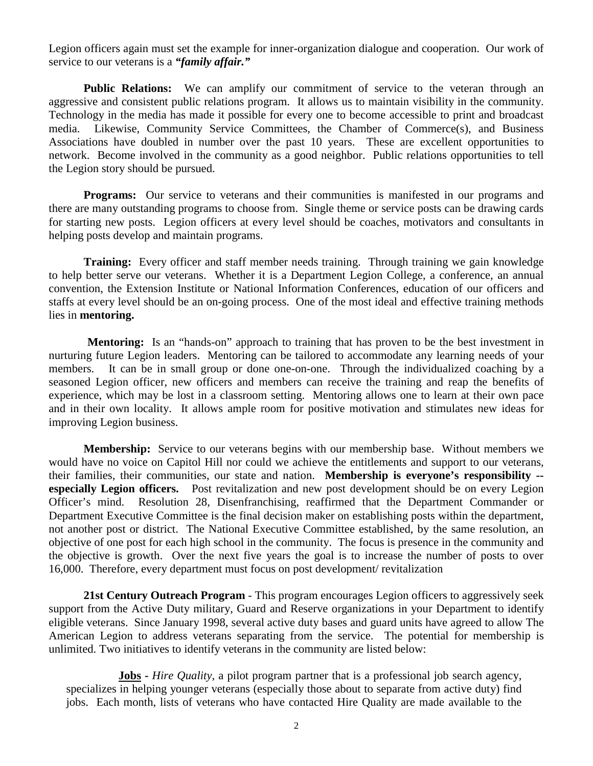Legion officers again must set the example for inner-organization dialogue and cooperation. Our work of service to our veterans is a ***"family affair."***

**Public Relations:** We can amplify our commitment of service to the veteran through an aggressive and consistent public relations program. It allows us to maintain visibility in the community. Technology in the media has made it possible for every one to become accessible to print and broadcast media. Likewise, Community Service Committees, the Chamber of Commerce(s), and Business Associations have doubled in number over the past 10 years. These are excellent opportunities to network. Become involved in the community as a good neighbor. Public relations opportunities to tell the Legion story should be pursued.

**Programs:** Our service to veterans and their communities is manifested in our programs and there are many outstanding programs to choose from. Single theme or service posts can be drawing cards for starting new posts. Legion officers at every level should be coaches, motivators and consultants in helping posts develop and maintain programs.

**Training:** Every officer and staff member needs training. Through training we gain knowledge to help better serve our veterans. Whether it is a Department Legion College, a conference, an annual convention, the Extension Institute or National Information Conferences, education of our officers and staffs at every level should be an on-going process. One of the most ideal and effective training methods lies in **mentoring.**

**Mentoring:** Is an "hands-on" approach to training that has proven to be the best investment in nurturing future Legion leaders. Mentoring can be tailored to accommodate any learning needs of your members. It can be in small group or done one-on-one. Through the individualized coaching by a seasoned Legion officer, new officers and members can receive the training and reap the benefits of experience, which may be lost in a classroom setting. Mentoring allows one to learn at their own pace and in their own locality. It allows ample room for positive motivation and stimulates new ideas for improving Legion business.

**Membership:** Service to our veterans begins with our membership base. Without members we would have no voice on Capitol Hill nor could we achieve the entitlements and support to our veterans, their families, their communities, our state and nation. **Membership is everyone's responsibility -- especially Legion officers.** Post revitalization and new post development should be on every Legion Officer's mind. Resolution 28, Disenfranchising, reaffirmed that the Department Commander or Department Executive Committee is the final decision maker on establishing posts within the department, not another post or district. The National Executive Committee established, by the same resolution, an objective of one post for each high school in the community. The focus is presence in the community and the objective is growth. Over the next five years the goal is to increase the number of posts to over 16,000. Therefore, every department must focus on post development/ revitalization

**21st Century Outreach Program** - This program encourages Legion officers to aggressively seek support from the Active Duty military, Guard and Reserve organizations in your Department to identify eligible veterans. Since January 1998, several active duty bases and guard units have agreed to allow The American Legion to address veterans separating from the service. The potential for membership is unlimited. Two initiatives to identify veterans in the community are listed below:

**Jobs** - *Hire Quality*, a pilot program partner that is a professional job search agency, specializes in helping younger veterans (especially those about to separate from active duty) find jobs. Each month, lists of veterans who have contacted Hire Quality are made available to the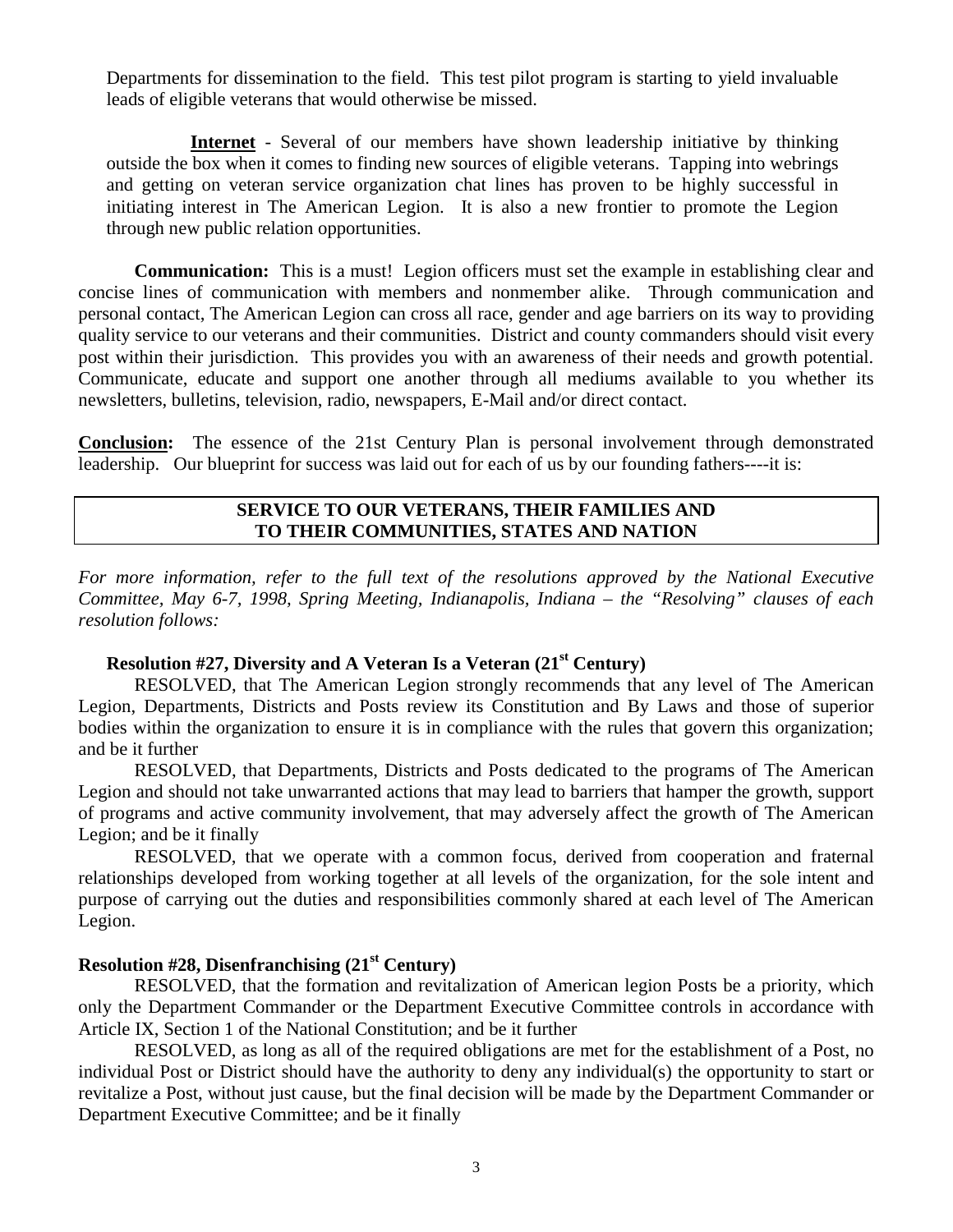Departments for dissemination to the field. This test pilot program is starting to yield invaluable leads of eligible veterans that would otherwise be missed.

**Internet** - Several of our members have shown leadership initiative by thinking outside the box when it comes to finding new sources of eligible veterans. Tapping into webrings and getting on veteran service organization chat lines has proven to be highly successful in initiating interest in The American Legion. It is also a new frontier to promote the Legion through new public relation opportunities.

**Communication:** This is a must! Legion officers must set the example in establishing clear and concise lines of communication with members and nonmember alike. Through communication and personal contact, The American Legion can cross all race, gender and age barriers on its way to providing quality service to our veterans and their communities. District and county commanders should visit every post within their jurisdiction. This provides you with an awareness of their needs and growth potential. Communicate, educate and support one another through all mediums available to you whether its newsletters, bulletins, television, radio, newspapers, E-Mail and/or direct contact.

**Conclusion:** The essence of the 21st Century Plan is personal involvement through demonstrated leadership. Our blueprint for success was laid out for each of us by our founding fathers----it is:

**SERVICE TO OUR VETERANS, THEIR FAMILIES AND TO THEIR COMMUNITIES, STATES AND NATION**

*For more information, refer to the full text of the resolutions approved by the National Executive Committee, May 6-7, 1998, Spring Meeting, Indianapolis, Indiana – the "Resolving" clauses of each resolution follows:*

**Resolution #27, Diversity and A Veteran Is a Veteran (21st Century)**

RESOLVED, that The American Legion strongly recommends that any level of The American Legion, Departments, Districts and Posts review its Constitution and By Laws and those of superior bodies within the organization to ensure it is in compliance with the rules that govern this organization; and be it further

RESOLVED, that Departments, Districts and Posts dedicated to the programs of The American Legion and should not take unwarranted actions that may lead to barriers that hamper the growth, support of programs and active community involvement, that may adversely affect the growth of The American Legion; and be it finally

RESOLVED, that we operate with a common focus, derived from cooperation and fraternal relationships developed from working together at all levels of the organization, for the sole intent and purpose of carrying out the duties and responsibilities commonly shared at each level of The American Legion.

**Resolution #28, Disenfranchising (21st Century)**

RESOLVED, that the formation and revitalization of American legion Posts be a priority, which only the Department Commander or the Department Executive Committee controls in accordance with Article IX, Section 1 of the National Constitution; and be it further

RESOLVED, as long as all of the required obligations are met for the establishment of a Post, no individual Post or District should have the authority to deny any individual(s) the opportunity to start or revitalize a Post, without just cause, but the final decision will be made by the Department Commander or Department Executive Committee; and be it finally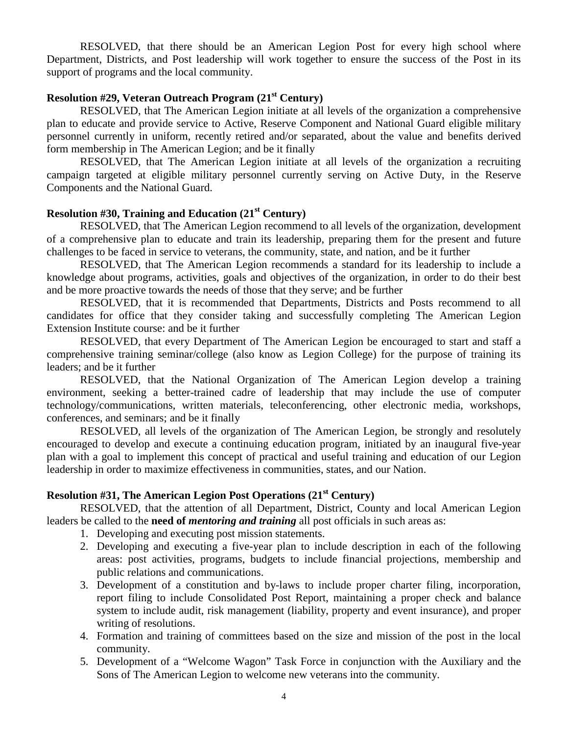RESOLVED, that there should be an American Legion Post for every high school where Department, Districts, and Post leadership will work together to ensure the success of the Post in its support of programs and the local community.

**Resolution #29, Veteran Outreach Program (21st Century)**

RESOLVED, that The American Legion initiate at all levels of the organization a comprehensive plan to educate and provide service to Active, Reserve Component and National Guard eligible military personnel currently in uniform, recently retired and/or separated, about the value and benefits derived form membership in The American Legion; and be it finally

RESOLVED, that The American Legion initiate at all levels of the organization a recruiting campaign targeted at eligible military personnel currently serving on Active Duty, in the Reserve Components and the National Guard.

**Resolution #30, Training and Education (21st Century)**

RESOLVED, that The American Legion recommend to all levels of the organization, development of a comprehensive plan to educate and train its leadership, preparing them for the present and future challenges to be faced in service to veterans, the community, state, and nation, and be it further

RESOLVED, that The American Legion recommends a standard for its leadership to include a knowledge about programs, activities, goals and objectives of the organization, in order to do their best and be more proactive towards the needs of those that they serve; and be further

RESOLVED, that it is recommended that Departments, Districts and Posts recommend to all candidates for office that they consider taking and successfully completing The American Legion Extension Institute course: and be it further

RESOLVED, that every Department of The American Legion be encouraged to start and staff a comprehensive training seminar/college (also know as Legion College) for the purpose of training its leaders; and be it further

RESOLVED, that the National Organization of The American Legion develop a training environment, seeking a better-trained cadre of leadership that may include the use of computer technology/communications, written materials, teleconferencing, other electronic media, workshops, conferences, and seminars; and be it finally

RESOLVED, all levels of the organization of The American Legion, be strongly and resolutely encouraged to develop and execute a continuing education program, initiated by an inaugural five-year plan with a goal to implement this concept of practical and useful training and education of our Legion leadership in order to maximize effectiveness in communities, states, and our Nation.

**Resolution #31, The American Legion Post Operations (21st Century)**

RESOLVED, that the attention of all Department, District, County and local American Legion leaders be called to the **need of *mentoring and training*** all post officials in such areas as:

1. Developing and executing post mission statements.
2. Developing and executing a five-year plan to include description in each of the following areas: post activities, programs, budgets to include financial projections, membership and public relations and communications.
3. Development of a constitution and by-laws to include proper charter filing, incorporation, report filing to include Consolidated Post Report, maintaining a proper check and balance system to include audit, risk management (liability, property and event insurance), and proper writing of resolutions.
4. Formation and training of committees based on the size and mission of the post in the local community.
5. Development of a "Welcome Wagon" Task Force in conjunction with the Auxiliary and the Sons of The American Legion to welcome new veterans into the community.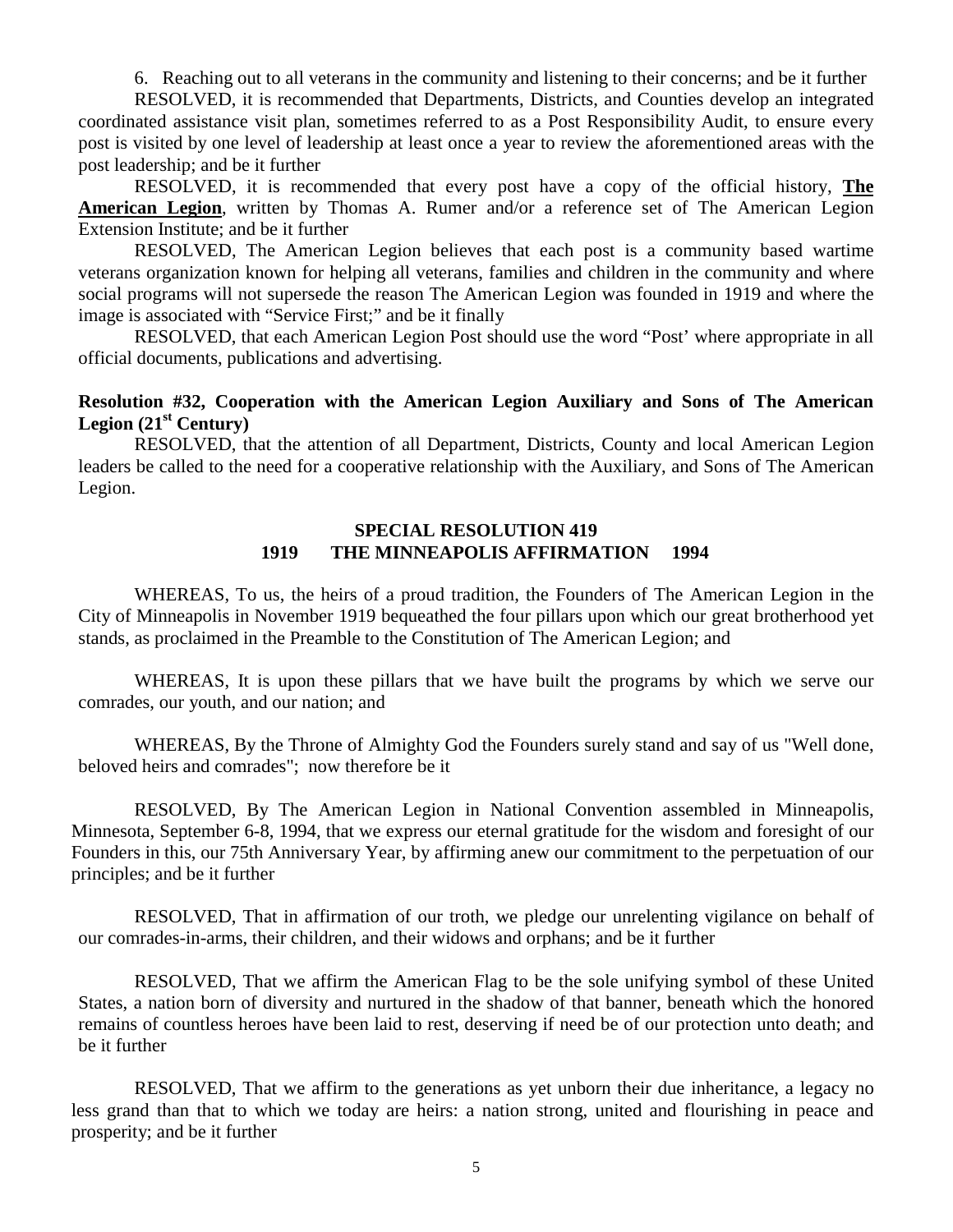6. Reaching out to all veterans in the community and listening to their concerns; and be it further

RESOLVED, it is recommended that Departments, Districts, and Counties develop an integrated coordinated assistance visit plan, sometimes referred to as a Post Responsibility Audit, to ensure every post is visited by one level of leadership at least once a year to review the aforementioned areas with the post leadership; and be it further

RESOLVED, it is recommended that every post have a copy of the official history, **The American Legion**, written by Thomas A. Rumer and/or a reference set of The American Legion Extension Institute; and be it further

RESOLVED, The American Legion believes that each post is a community based wartime veterans organization known for helping all veterans, families and children in the community and where social programs will not supersede the reason The American Legion was founded in 1919 and where the image is associated with "Service First;" and be it finally

RESOLVED, that each American Legion Post should use the word "Post' where appropriate in all official documents, publications and advertising.

**Resolution #32, Cooperation with the American Legion Auxiliary and Sons of The American Legion (21st Century)**

RESOLVED, that the attention of all Department, Districts, County and local American Legion leaders be called to the need for a cooperative relationship with the Auxiliary, and Sons of The American Legion.

## SPECIAL RESOLUTION 419
## 1919 THE MINNEAPOLIS AFFIRMATION 1994

WHEREAS, To us, the heirs of a proud tradition, the Founders of The American Legion in the City of Minneapolis in November 1919 bequeathed the four pillars upon which our great brotherhood yet stands, as proclaimed in the Preamble to the Constitution of The American Legion; and

WHEREAS, It is upon these pillars that we have built the programs by which we serve our comrades, our youth, and our nation; and

WHEREAS, By the Throne of Almighty God the Founders surely stand and say of us "Well done, beloved heirs and comrades"; now therefore be it

RESOLVED, By The American Legion in National Convention assembled in Minneapolis, Minnesota, September 6-8, 1994, that we express our eternal gratitude for the wisdom and foresight of our Founders in this, our 75th Anniversary Year, by affirming anew our commitment to the perpetuation of our principles; and be it further

RESOLVED, That in affirmation of our troth, we pledge our unrelenting vigilance on behalf of our comrades-in-arms, their children, and their widows and orphans; and be it further

RESOLVED, That we affirm the American Flag to be the sole unifying symbol of these United States, a nation born of diversity and nurtured in the shadow of that banner, beneath which the honored remains of countless heroes have been laid to rest, deserving if need be of our protection unto death; and be it further

RESOLVED, That we affirm to the generations as yet unborn their due inheritance, a legacy no less grand than that to which we today are heirs: a nation strong, united and flourishing in peace and prosperity; and be it further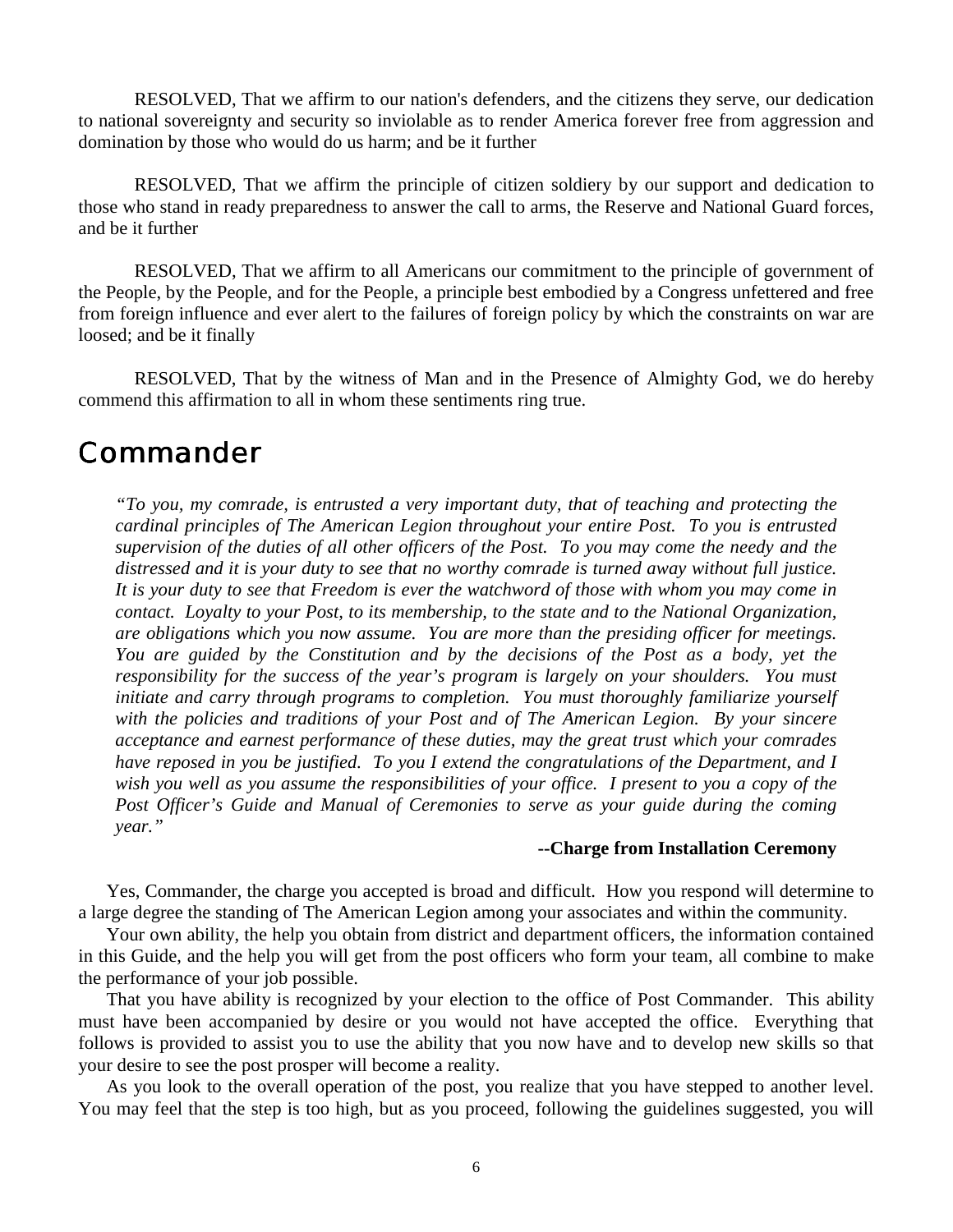RESOLVED, That we affirm to our nation's defenders, and the citizens they serve, our dedication to national sovereignty and security so inviolable as to render America forever free from aggression and domination by those who would do us harm; and be it further

RESOLVED, That we affirm the principle of citizen soldiery by our support and dedication to those who stand in ready preparedness to answer the call to arms, the Reserve and National Guard forces, and be it further

RESOLVED, That we affirm to all Americans our commitment to the principle of government of the People, by the People, and for the People, a principle best embodied by a Congress unfettered and free from foreign influence and ever alert to the failures of foreign policy by which the constraints on war are loosed; and be it finally

RESOLVED, That by the witness of Man and in the Presence of Almighty God, we do hereby commend this affirmation to all in whom these sentiments ring true.

# Commander

*"To you, my comrade, is entrusted a very important duty, that of teaching and protecting the cardinal principles of The American Legion throughout your entire Post. To you is entrusted supervision of the duties of all other officers of the Post. To you may come the needy and the distressed and it is your duty to see that no worthy comrade is turned away without full justice. It is your duty to see that Freedom is ever the watchword of those with whom you may come in contact. Loyalty to your Post, to its membership, to the state and to the National Organization, are obligations which you now assume. You are more than the presiding officer for meetings. You are guided by the Constitution and by the decisions of the Post as a body, yet the responsibility for the success of the year's program is largely on your shoulders. You must initiate and carry through programs to completion. You must thoroughly familiarize yourself with the policies and traditions of your Post and of The American Legion. By your sincere acceptance and earnest performance of these duties, may the great trust which your comrades have reposed in you be justified. To you I extend the congratulations of the Department, and I wish you well as you assume the responsibilities of your office. I present to you a copy of the Post Officer's Guide and Manual of Ceremonies to serve as your guide during the coming year."*

**--Charge from Installation Ceremony**

Yes, Commander, the charge you accepted is broad and difficult. How you respond will determine to a large degree the standing of The American Legion among your associates and within the community.

Your own ability, the help you obtain from district and department officers, the information contained in this Guide, and the help you will get from the post officers who form your team, all combine to make the performance of your job possible.

That you have ability is recognized by your election to the office of Post Commander. This ability must have been accompanied by desire or you would not have accepted the office. Everything that follows is provided to assist you to use the ability that you now have and to develop new skills so that your desire to see the post prosper will become a reality.

As you look to the overall operation of the post, you realize that you have stepped to another level. You may feel that the step is too high, but as you proceed, following the guidelines suggested, you will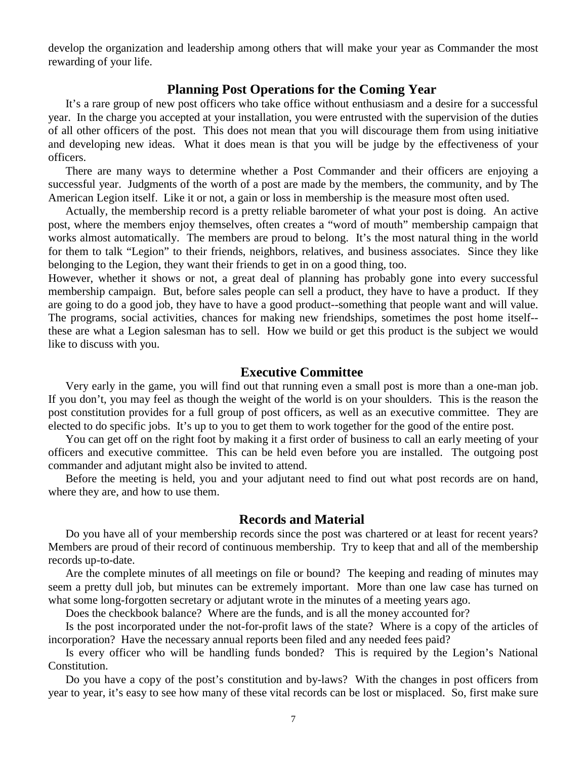develop the organization and leadership among others that will make your year as Commander the most rewarding of your life.

## Planning Post Operations for the Coming Year

It's a rare group of new post officers who take office without enthusiasm and a desire for a successful year. In the charge you accepted at your installation, you were entrusted with the supervision of the duties of all other officers of the post. This does not mean that you will discourage them from using initiative and developing new ideas. What it does mean is that you will be judge by the effectiveness of your officers.

There are many ways to determine whether a Post Commander and their officers are enjoying a successful year. Judgments of the worth of a post are made by the members, the community, and by The American Legion itself. Like it or not, a gain or loss in membership is the measure most often used.

Actually, the membership record is a pretty reliable barometer of what your post is doing. An active post, where the members enjoy themselves, often creates a "word of mouth" membership campaign that works almost automatically. The members are proud to belong. It's the most natural thing in the world for them to talk "Legion" to their friends, neighbors, relatives, and business associates. Since they like belonging to the Legion, they want their friends to get in on a good thing, too.

However, whether it shows or not, a great deal of planning has probably gone into every successful membership campaign. But, before sales people can sell a product, they have to have a product. If they are going to do a good job, they have to have a good product--something that people want and will value. The programs, social activities, chances for making new friendships, sometimes the post home itself--these are what a Legion salesman has to sell. How we build or get this product is the subject we would like to discuss with you.

## Executive Committee

Very early in the game, you will find out that running even a small post is more than a one-man job. If you don't, you may feel as though the weight of the world is on your shoulders. This is the reason the post constitution provides for a full group of post officers, as well as an executive committee. They are elected to do specific jobs. It's up to you to get them to work together for the good of the entire post.

You can get off on the right foot by making it a first order of business to call an early meeting of your officers and executive committee. This can be held even before you are installed. The outgoing post commander and adjutant might also be invited to attend.

Before the meeting is held, you and your adjutant need to find out what post records are on hand, where they are, and how to use them.

## Records and Material

Do you have all of your membership records since the post was chartered or at least for recent years? Members are proud of their record of continuous membership. Try to keep that and all of the membership records up-to-date.

Are the complete minutes of all meetings on file or bound? The keeping and reading of minutes may seem a pretty dull job, but minutes can be extremely important. More than one law case has turned on what some long-forgotten secretary or adjutant wrote in the minutes of a meeting years ago.

Does the checkbook balance? Where are the funds, and is all the money accounted for?

Is the post incorporated under the not-for-profit laws of the state? Where is a copy of the articles of incorporation? Have the necessary annual reports been filed and any needed fees paid?

Is every officer who will be handling funds bonded? This is required by the Legion's National Constitution.

Do you have a copy of the post's constitution and by-laws? With the changes in post officers from year to year, it's easy to see how many of these vital records can be lost or misplaced. So, first make sure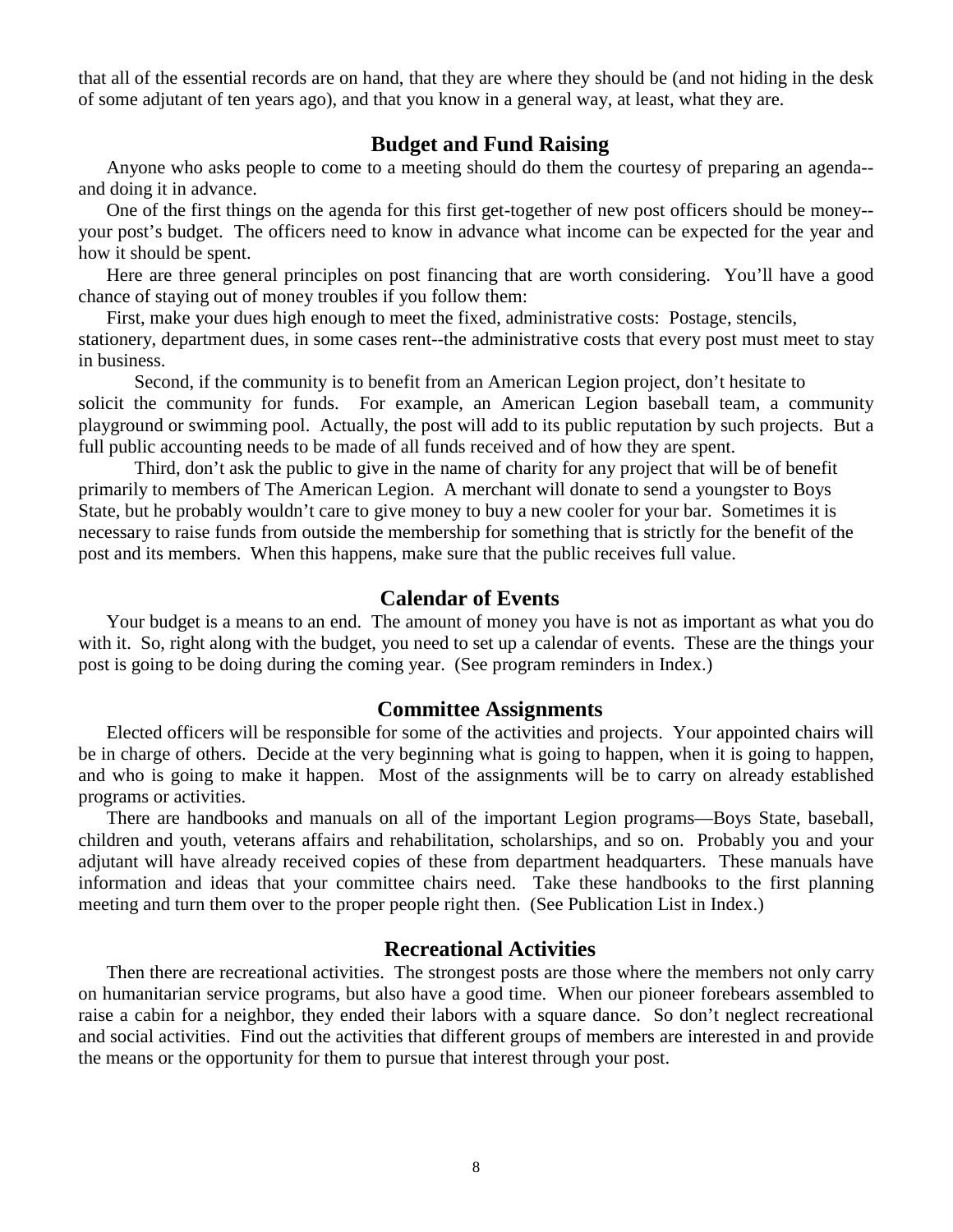that all of the essential records are on hand, that they are where they should be (and not hiding in the desk of some adjutant of ten years ago), and that you know in a general way, at least, what they are.

## Budget and Fund Raising

Anyone who asks people to come to a meeting should do them the courtesy of preparing an agenda--and doing it in advance.

One of the first things on the agenda for this first get-together of new post officers should be money--your post's budget. The officers need to know in advance what income can be expected for the year and how it should be spent.

Here are three general principles on post financing that are worth considering. You'll have a good chance of staying out of money troubles if you follow them:

First, make your dues high enough to meet the fixed, administrative costs: Postage, stencils, stationery, department dues, in some cases rent--the administrative costs that every post must meet to stay in business.

Second, if the community is to benefit from an American Legion project, don't hesitate to solicit the community for funds. For example, an American Legion baseball team, a community playground or swimming pool. Actually, the post will add to its public reputation by such projects. But a full public accounting needs to be made of all funds received and of how they are spent.

Third, don't ask the public to give in the name of charity for any project that will be of benefit primarily to members of The American Legion. A merchant will donate to send a youngster to Boys State, but he probably wouldn't care to give money to buy a new cooler for your bar. Sometimes it is necessary to raise funds from outside the membership for something that is strictly for the benefit of the post and its members. When this happens, make sure that the public receives full value.

## Calendar of Events

Your budget is a means to an end. The amount of money you have is not as important as what you do with it. So, right along with the budget, you need to set up a calendar of events. These are the things your post is going to be doing during the coming year. (See program reminders in Index.)

## Committee Assignments

Elected officers will be responsible for some of the activities and projects. Your appointed chairs will be in charge of others. Decide at the very beginning what is going to happen, when it is going to happen, and who is going to make it happen. Most of the assignments will be to carry on already established programs or activities.

There are handbooks and manuals on all of the important Legion programs—Boys State, baseball, children and youth, veterans affairs and rehabilitation, scholarships, and so on. Probably you and your adjutant will have already received copies of these from department headquarters. These manuals have information and ideas that your committee chairs need. Take these handbooks to the first planning meeting and turn them over to the proper people right then. (See Publication List in Index.)

## Recreational Activities

Then there are recreational activities. The strongest posts are those where the members not only carry on humanitarian service programs, but also have a good time. When our pioneer forebears assembled to raise a cabin for a neighbor, they ended their labors with a square dance. So don't neglect recreational and social activities. Find out the activities that different groups of members are interested in and provide the means or the opportunity for them to pursue that interest through your post.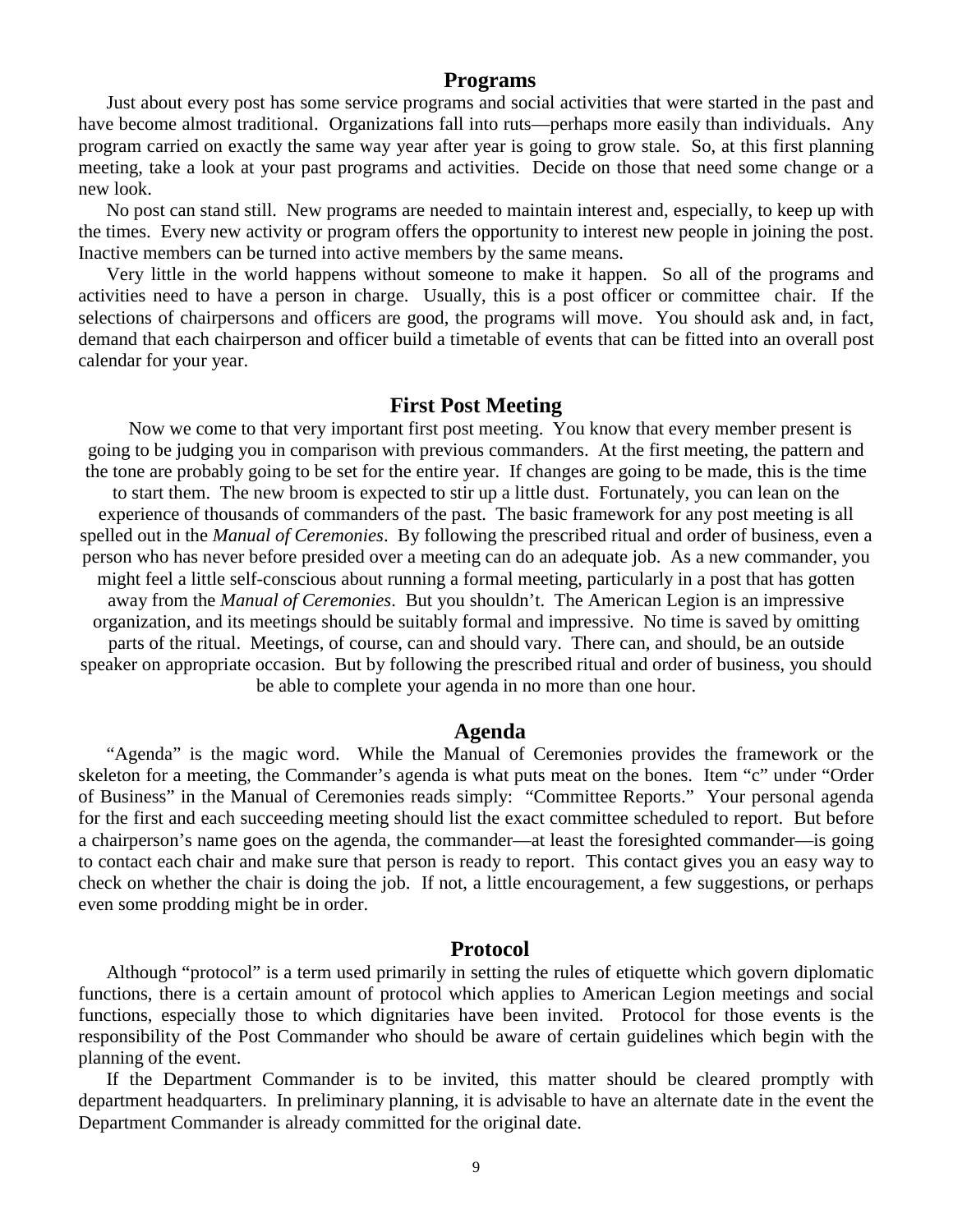## Programs

Just about every post has some service programs and social activities that were started in the past and have become almost traditional. Organizations fall into ruts—perhaps more easily than individuals. Any program carried on exactly the same way year after year is going to grow stale. So, at this first planning meeting, take a look at your past programs and activities. Decide on those that need some change or a new look.

No post can stand still. New programs are needed to maintain interest and, especially, to keep up with the times. Every new activity or program offers the opportunity to interest new people in joining the post. Inactive members can be turned into active members by the same means.

Very little in the world happens without someone to make it happen. So all of the programs and activities need to have a person in charge. Usually, this is a post officer or committee chair. If the selections of chairpersons and officers are good, the programs will move. You should ask and, in fact, demand that each chairperson and officer build a timetable of events that can be fitted into an overall post calendar for your year.

## First Post Meeting

Now we come to that very important first post meeting. You know that every member present is going to be judging you in comparison with previous commanders. At the first meeting, the pattern and the tone are probably going to be set for the entire year. If changes are going to be made, this is the time to start them. The new broom is expected to stir up a little dust. Fortunately, you can lean on the experience of thousands of commanders of the past. The basic framework for any post meeting is all spelled out in the *Manual of Ceremonies*. By following the prescribed ritual and order of business, even a person who has never before presided over a meeting can do an adequate job. As a new commander, you might feel a little self-conscious about running a formal meeting, particularly in a post that has gotten away from the *Manual of Ceremonies*. But you shouldn't. The American Legion is an impressive organization, and its meetings should be suitably formal and impressive. No time is saved by omitting parts of the ritual. Meetings, of course, can and should vary. There can, and should, be an outside speaker on appropriate occasion. But by following the prescribed ritual and order of business, you should be able to complete your agenda in no more than one hour.

## Agenda

"Agenda" is the magic word. While the Manual of Ceremonies provides the framework or the skeleton for a meeting, the Commander's agenda is what puts meat on the bones. Item "c" under "Order of Business" in the Manual of Ceremonies reads simply: "Committee Reports." Your personal agenda for the first and each succeeding meeting should list the exact committee scheduled to report. But before a chairperson's name goes on the agenda, the commander—at least the foresighted commander—is going to contact each chair and make sure that person is ready to report. This contact gives you an easy way to check on whether the chair is doing the job. If not, a little encouragement, a few suggestions, or perhaps even some prodding might be in order.

## Protocol

Although "protocol" is a term used primarily in setting the rules of etiquette which govern diplomatic functions, there is a certain amount of protocol which applies to American Legion meetings and social functions, especially those to which dignitaries have been invited. Protocol for those events is the responsibility of the Post Commander who should be aware of certain guidelines which begin with the planning of the event.

If the Department Commander is to be invited, this matter should be cleared promptly with department headquarters. In preliminary planning, it is advisable to have an alternate date in the event the Department Commander is already committed for the original date.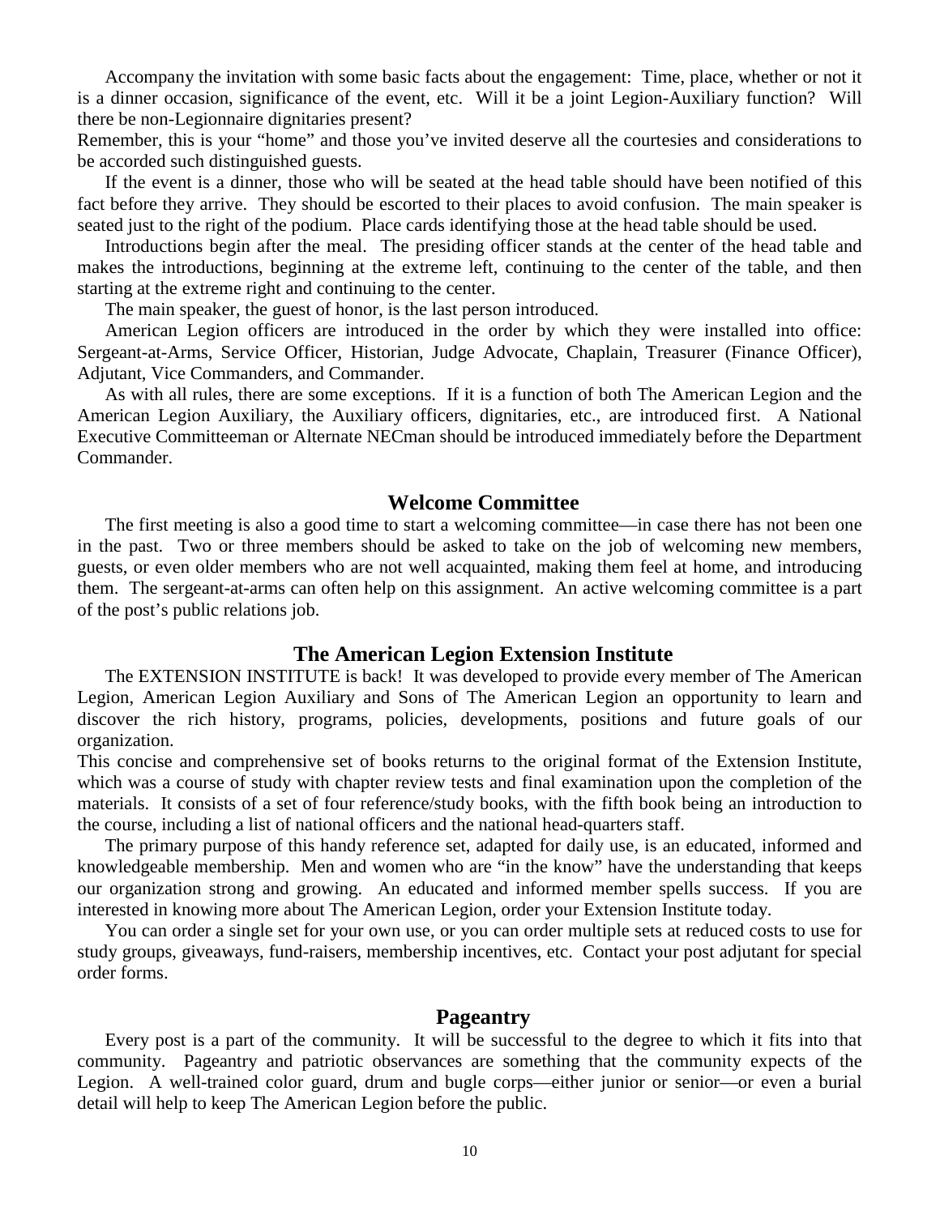Accompany the invitation with some basic facts about the engagement: Time, place, whether or not it is a dinner occasion, significance of the event, etc. Will it be a joint Legion-Auxiliary function? Will there be non-Legionnaire dignitaries present?

Remember, this is your "home" and those you've invited deserve all the courtesies and considerations to be accorded such distinguished guests.

If the event is a dinner, those who will be seated at the head table should have been notified of this fact before they arrive. They should be escorted to their places to avoid confusion. The main speaker is seated just to the right of the podium. Place cards identifying those at the head table should be used.

Introductions begin after the meal. The presiding officer stands at the center of the head table and makes the introductions, beginning at the extreme left, continuing to the center of the table, and then starting at the extreme right and continuing to the center.

The main speaker, the guest of honor, is the last person introduced.

American Legion officers are introduced in the order by which they were installed into office: Sergeant-at-Arms, Service Officer, Historian, Judge Advocate, Chaplain, Treasurer (Finance Officer), Adjutant, Vice Commanders, and Commander.

As with all rules, there are some exceptions. If it is a function of both The American Legion and the American Legion Auxiliary, the Auxiliary officers, dignitaries, etc., are introduced first. A National Executive Committeeman or Alternate NECman should be introduced immediately before the Department Commander.

## Welcome Committee

The first meeting is also a good time to start a welcoming committee—in case there has not been one in the past. Two or three members should be asked to take on the job of welcoming new members, guests, or even older members who are not well acquainted, making them feel at home, and introducing them. The sergeant-at-arms can often help on this assignment. An active welcoming committee is a part of the post's public relations job.

## The American Legion Extension Institute

The EXTENSION INSTITUTE is back! It was developed to provide every member of The American Legion, American Legion Auxiliary and Sons of The American Legion an opportunity to learn and discover the rich history, programs, policies, developments, positions and future goals of our organization.

This concise and comprehensive set of books returns to the original format of the Extension Institute, which was a course of study with chapter review tests and final examination upon the completion of the materials. It consists of a set of four reference/study books, with the fifth book being an introduction to the course, including a list of national officers and the national head-quarters staff.

The primary purpose of this handy reference set, adapted for daily use, is an educated, informed and knowledgeable membership. Men and women who are "in the know" have the understanding that keeps our organization strong and growing. An educated and informed member spells success. If you are interested in knowing more about The American Legion, order your Extension Institute today.

You can order a single set for your own use, or you can order multiple sets at reduced costs to use for study groups, giveaways, fund-raisers, membership incentives, etc. Contact your post adjutant for special order forms.

## Pageantry

Every post is a part of the community. It will be successful to the degree to which it fits into that community. Pageantry and patriotic observances are something that the community expects of the Legion. A well-trained color guard, drum and bugle corps—either junior or senior—or even a burial detail will help to keep The American Legion before the public.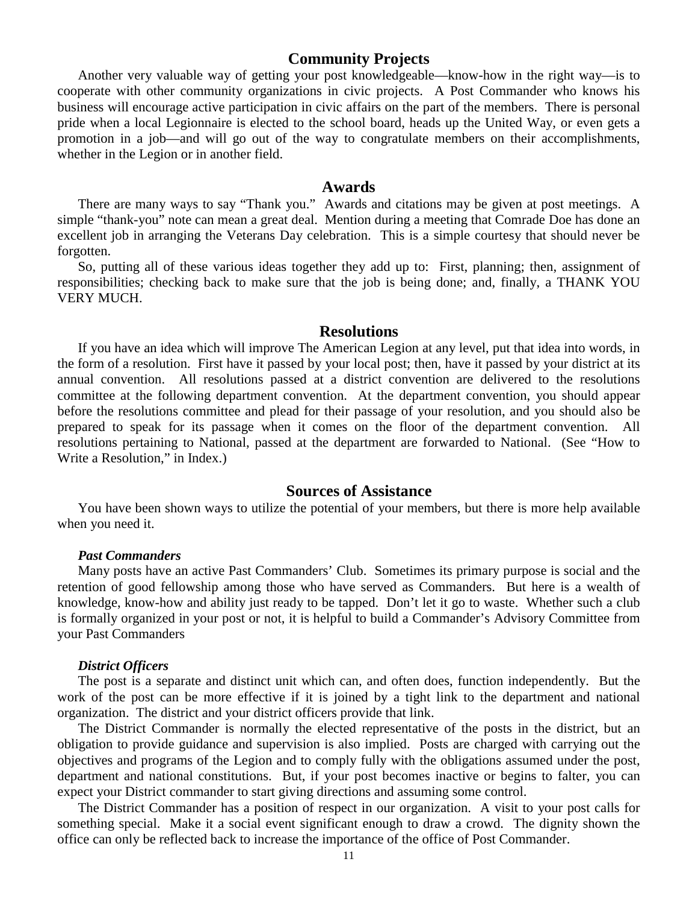## Community Projects

Another very valuable way of getting your post knowledgeable—know-how in the right way—is to cooperate with other community organizations in civic projects. A Post Commander who knows his business will encourage active participation in civic affairs on the part of the members. There is personal pride when a local Legionnaire is elected to the school board, heads up the United Way, or even gets a promotion in a job—and will go out of the way to congratulate members on their accomplishments, whether in the Legion or in another field.

## Awards

There are many ways to say "Thank you." Awards and citations may be given at post meetings. A simple "thank-you" note can mean a great deal. Mention during a meeting that Comrade Doe has done an excellent job in arranging the Veterans Day celebration. This is a simple courtesy that should never be forgotten.

So, putting all of these various ideas together they add up to: First, planning; then, assignment of responsibilities; checking back to make sure that the job is being done; and, finally, a THANK YOU VERY MUCH.

## Resolutions

If you have an idea which will improve The American Legion at any level, put that idea into words, in the form of a resolution. First have it passed by your local post; then, have it passed by your district at its annual convention. All resolutions passed at a district convention are delivered to the resolutions committee at the following department convention. At the department convention, you should appear before the resolutions committee and plead for their passage of your resolution, and you should also be prepared to speak for its passage when it comes on the floor of the department convention. All resolutions pertaining to National, passed at the department are forwarded to National. (See "How to Write a Resolution," in Index.)

## Sources of Assistance

You have been shown ways to utilize the potential of your members, but there is more help available when you need it.

### *Past Commanders*

Many posts have an active Past Commanders' Club. Sometimes its primary purpose is social and the retention of good fellowship among those who have served as Commanders. But here is a wealth of knowledge, know-how and ability just ready to be tapped. Don't let it go to waste. Whether such a club is formally organized in your post or not, it is helpful to build a Commander's Advisory Committee from your Past Commanders

### *District Officers*

The post is a separate and distinct unit which can, and often does, function independently. But the work of the post can be more effective if it is joined by a tight link to the department and national organization. The district and your district officers provide that link.

The District Commander is normally the elected representative of the posts in the district, but an obligation to provide guidance and supervision is also implied. Posts are charged with carrying out the objectives and programs of the Legion and to comply fully with the obligations assumed under the post, department and national constitutions. But, if your post becomes inactive or begins to falter, you can expect your District commander to start giving directions and assuming some control.

The District Commander has a position of respect in our organization. A visit to your post calls for something special. Make it a social event significant enough to draw a crowd. The dignity shown the office can only be reflected back to increase the importance of the office of Post Commander.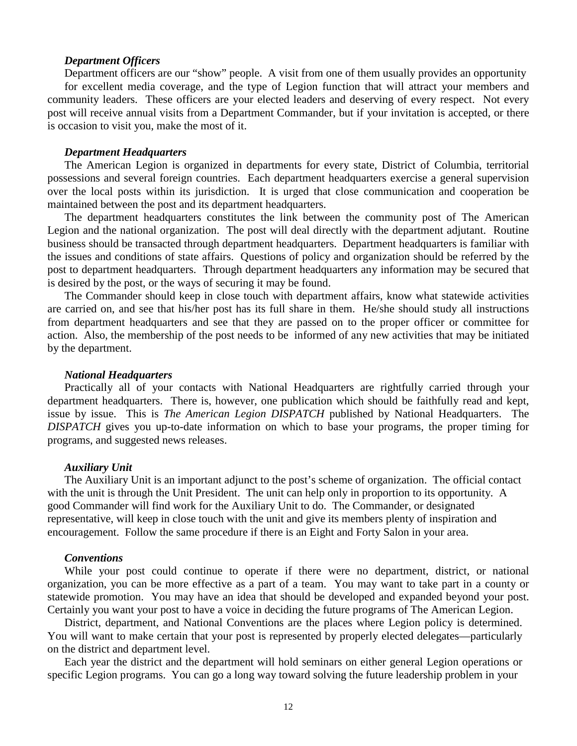### *Department Officers*

Department officers are our "show" people. A visit from one of them usually provides an opportunity for excellent media coverage, and the type of Legion function that will attract your members and community leaders. These officers are your elected leaders and deserving of every respect. Not every post will receive annual visits from a Department Commander, but if your invitation is accepted, or there is occasion to visit you, make the most of it.

### *Department Headquarters*

The American Legion is organized in departments for every state, District of Columbia, territorial possessions and several foreign countries. Each department headquarters exercise a general supervision over the local posts within its jurisdiction. It is urged that close communication and cooperation be maintained between the post and its department headquarters.

The department headquarters constitutes the link between the community post of The American Legion and the national organization. The post will deal directly with the department adjutant. Routine business should be transacted through department headquarters. Department headquarters is familiar with the issues and conditions of state affairs. Questions of policy and organization should be referred by the post to department headquarters. Through department headquarters any information may be secured that is desired by the post, or the ways of securing it may be found.

The Commander should keep in close touch with department affairs, know what statewide activities are carried on, and see that his/her post has its full share in them. He/she should study all instructions from department headquarters and see that they are passed on to the proper officer or committee for action. Also, the membership of the post needs to be informed of any new activities that may be initiated by the department.

### *National Headquarters*

Practically all of your contacts with National Headquarters are rightfully carried through your department headquarters. There is, however, one publication which should be faithfully read and kept, issue by issue. This is *The American Legion DISPATCH* published by National Headquarters. The *DISPATCH* gives you up-to-date information on which to base your programs, the proper timing for programs, and suggested news releases.

### *Auxiliary Unit*

The Auxiliary Unit is an important adjunct to the post's scheme of organization. The official contact with the unit is through the Unit President. The unit can help only in proportion to its opportunity. A good Commander will find work for the Auxiliary Unit to do. The Commander, or designated representative, will keep in close touch with the unit and give its members plenty of inspiration and encouragement. Follow the same procedure if there is an Eight and Forty Salon in your area.

### *Conventions*

While your post could continue to operate if there were no department, district, or national organization, you can be more effective as a part of a team. You may want to take part in a county or statewide promotion. You may have an idea that should be developed and expanded beyond your post. Certainly you want your post to have a voice in deciding the future programs of The American Legion.

District, department, and National Conventions are the places where Legion policy is determined. You will want to make certain that your post is represented by properly elected delegates—particularly on the district and department level.

Each year the district and the department will hold seminars on either general Legion operations or specific Legion programs. You can go a long way toward solving the future leadership problem in your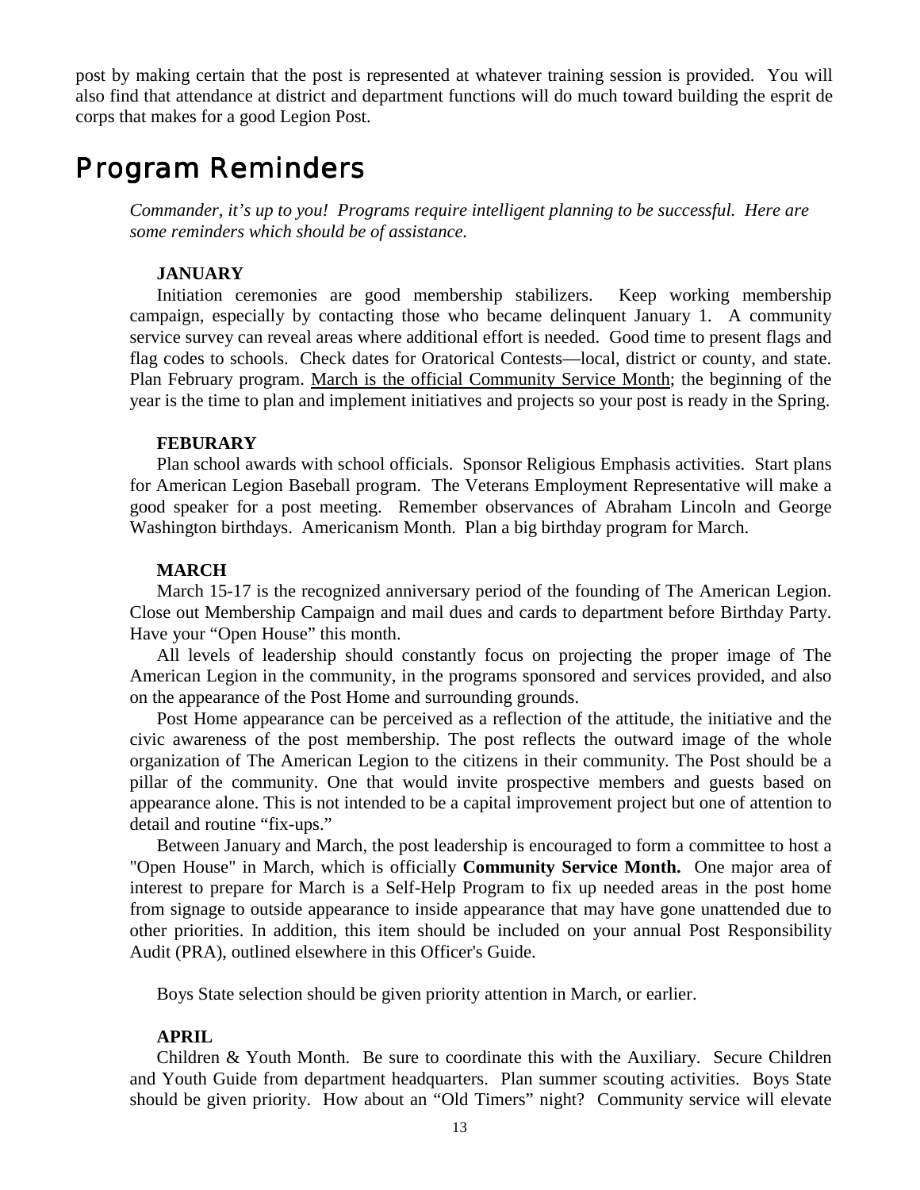post by making certain that the post is represented at whatever training session is provided. You will also find that attendance at district and department functions will do much toward building the esprit de corps that makes for a good Legion Post.

# Program Reminders

*Commander, it's up to you! Programs require intelligent planning to be successful. Here are some reminders which should be of assistance.*

**JANUARY**

Initiation ceremonies are good membership stabilizers. Keep working membership campaign, especially by contacting those who became delinquent January 1. A community service survey can reveal areas where additional effort is needed. Good time to present flags and flag codes to schools. Check dates for Oratorical Contests—local, district or county, and state. Plan February program. <u>March is the official Community Service Month</u>; the beginning of the year is the time to plan and implement initiatives and projects so your post is ready in the Spring.

**FEBURARY**

Plan school awards with school officials. Sponsor Religious Emphasis activities. Start plans for American Legion Baseball program. The Veterans Employment Representative will make a good speaker for a post meeting. Remember observances of Abraham Lincoln and George Washington birthdays. Americanism Month. Plan a big birthday program for March.

**MARCH**

March 15-17 is the recognized anniversary period of the founding of The American Legion. Close out Membership Campaign and mail dues and cards to department before Birthday Party. Have your "Open House" this month.

All levels of leadership should constantly focus on projecting the proper image of The American Legion in the community, in the programs sponsored and services provided, and also on the appearance of the Post Home and surrounding grounds.

Post Home appearance can be perceived as a reflection of the attitude, the initiative and the civic awareness of the post membership. The post reflects the outward image of the whole organization of The American Legion to the citizens in their community. The Post should be a pillar of the community. One that would invite prospective members and guests based on appearance alone. This is not intended to be a capital improvement project but one of attention to detail and routine "fix-ups."

Between January and March, the post leadership is encouraged to form a committee to host a "Open House" in March, which is officially **Community Service Month.** One major area of interest to prepare for March is a Self-Help Program to fix up needed areas in the post home from signage to outside appearance to inside appearance that may have gone unattended due to other priorities. In addition, this item should be included on your annual Post Responsibility Audit (PRA), outlined elsewhere in this Officer's Guide.

Boys State selection should be given priority attention in March, or earlier.

**APRIL**

Children & Youth Month. Be sure to coordinate this with the Auxiliary. Secure Children and Youth Guide from department headquarters. Plan summer scouting activities. Boys State should be given priority. How about an "Old Timers" night? Community service will elevate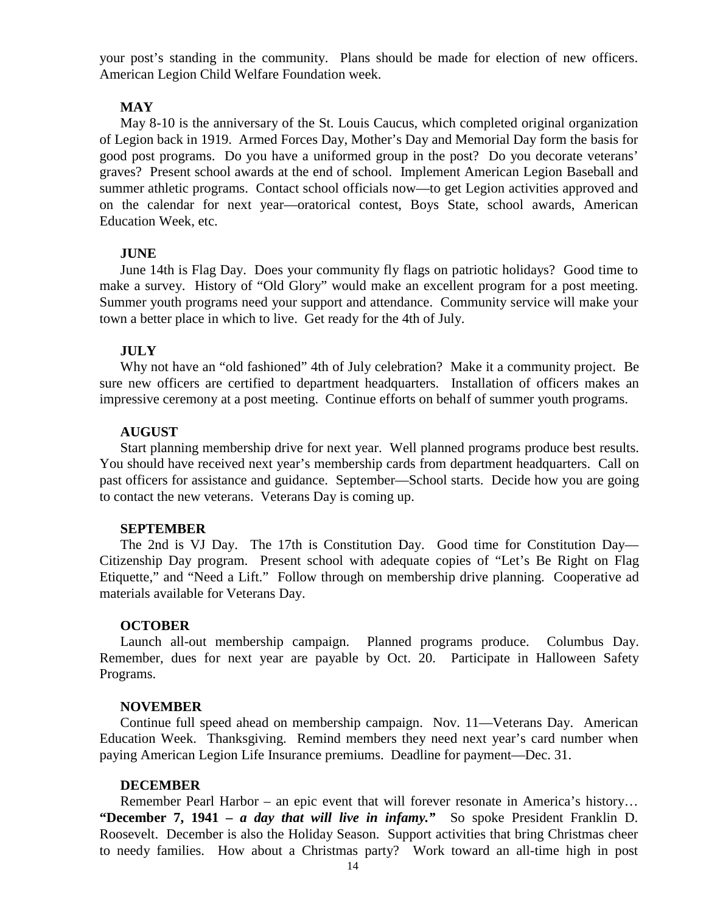your post's standing in the community. Plans should be made for election of new officers. American Legion Child Welfare Foundation week.

**MAY**

May 8-10 is the anniversary of the St. Louis Caucus, which completed original organization of Legion back in 1919. Armed Forces Day, Mother's Day and Memorial Day form the basis for good post programs. Do you have a uniformed group in the post? Do you decorate veterans' graves? Present school awards at the end of school. Implement American Legion Baseball and summer athletic programs. Contact school officials now—to get Legion activities approved and on the calendar for next year—oratorical contest, Boys State, school awards, American Education Week, etc.

**JUNE**

June 14th is Flag Day. Does your community fly flags on patriotic holidays? Good time to make a survey. History of "Old Glory" would make an excellent program for a post meeting. Summer youth programs need your support and attendance. Community service will make your town a better place in which to live. Get ready for the 4th of July.

**JULY**

Why not have an "old fashioned" 4th of July celebration? Make it a community project. Be sure new officers are certified to department headquarters. Installation of officers makes an impressive ceremony at a post meeting. Continue efforts on behalf of summer youth programs.

**AUGUST**

Start planning membership drive for next year. Well planned programs produce best results. You should have received next year's membership cards from department headquarters. Call on past officers for assistance and guidance. September—School starts. Decide how you are going to contact the new veterans. Veterans Day is coming up.

**SEPTEMBER**

The 2nd is VJ Day. The 17th is Constitution Day. Good time for Constitution Day—Citizenship Day program. Present school with adequate copies of "Let's Be Right on Flag Etiquette," and "Need a Lift." Follow through on membership drive planning. Cooperative ad materials available for Veterans Day.

**OCTOBER**

Launch all-out membership campaign. Planned programs produce. Columbus Day. Remember, dues for next year are payable by Oct. 20. Participate in Halloween Safety Programs.

**NOVEMBER**

Continue full speed ahead on membership campaign. Nov. 11—Veterans Day. American Education Week. Thanksgiving. Remind members they need next year's card number when paying American Legion Life Insurance premiums. Deadline for payment—Dec. 31.

**DECEMBER**

Remember Pearl Harbor – an epic event that will forever resonate in America's history… **"December 7, 1941 – *a day that will live in infamy.*"** So spoke President Franklin D. Roosevelt. December is also the Holiday Season. Support activities that bring Christmas cheer to needy families. How about a Christmas party? Work toward an all-time high in post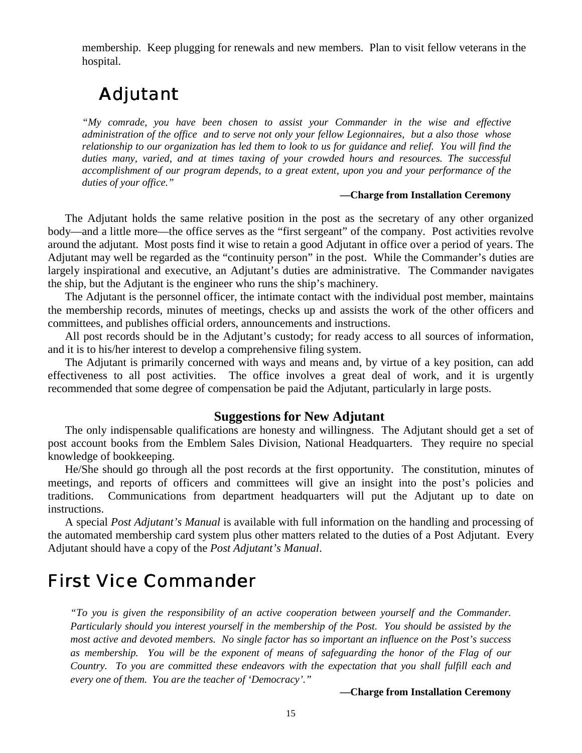membership. Keep plugging for renewals and new members. Plan to visit fellow veterans in the hospital.

## Adjutant

*"My comrade, you have been chosen to assist your Commander in the wise and effective administration of the office and to serve not only your fellow Legionnaires, but a also those whose relationship to our organization has led them to look to us for guidance and relief. You will find the duties many, varied, and at times taxing of your crowded hours and resources. The successful accomplishment of our program depends, to a great extent, upon you and your performance of the duties of your office."*

**—Charge from Installation Ceremony**

The Adjutant holds the same relative position in the post as the secretary of any other organized body—and a little more—the office serves as the "first sergeant" of the company. Post activities revolve around the adjutant. Most posts find it wise to retain a good Adjutant in office over a period of years. The Adjutant may well be regarded as the "continuity person" in the post. While the Commander's duties are largely inspirational and executive, an Adjutant's duties are administrative. The Commander navigates the ship, but the Adjutant is the engineer who runs the ship's machinery.

The Adjutant is the personnel officer, the intimate contact with the individual post member, maintains the membership records, minutes of meetings, checks up and assists the work of the other officers and committees, and publishes official orders, announcements and instructions.

All post records should be in the Adjutant's custody; for ready access to all sources of information, and it is to his/her interest to develop a comprehensive filing system.

The Adjutant is primarily concerned with ways and means and, by virtue of a key position, can add effectiveness to all post activities. The office involves a great deal of work, and it is urgently recommended that some degree of compensation be paid the Adjutant, particularly in large posts.

### Suggestions for New Adjutant

The only indispensable qualifications are honesty and willingness. The Adjutant should get a set of post account books from the Emblem Sales Division, National Headquarters. They require no special knowledge of bookkeeping.

He/She should go through all the post records at the first opportunity. The constitution, minutes of meetings, and reports of officers and committees will give an insight into the post's policies and traditions. Communications from department headquarters will put the Adjutant up to date on instructions.

A special *Post Adjutant's Manual* is available with full information on the handling and processing of the automated membership card system plus other matters related to the duties of a Post Adjutant. Every Adjutant should have a copy of the *Post Adjutant's Manual*.

# First Vice Commander

*"To you is given the responsibility of an active cooperation between yourself and the Commander. Particularly should you interest yourself in the membership of the Post. You should be assisted by the most active and devoted members. No single factor has so important an influence on the Post's success as membership. You will be the exponent of means of safeguarding the honor of the Flag of our Country. To you are committed these endeavors with the expectation that you shall fulfill each and every one of them. You are the teacher of 'Democracy'."*

**—Charge from Installation Ceremony**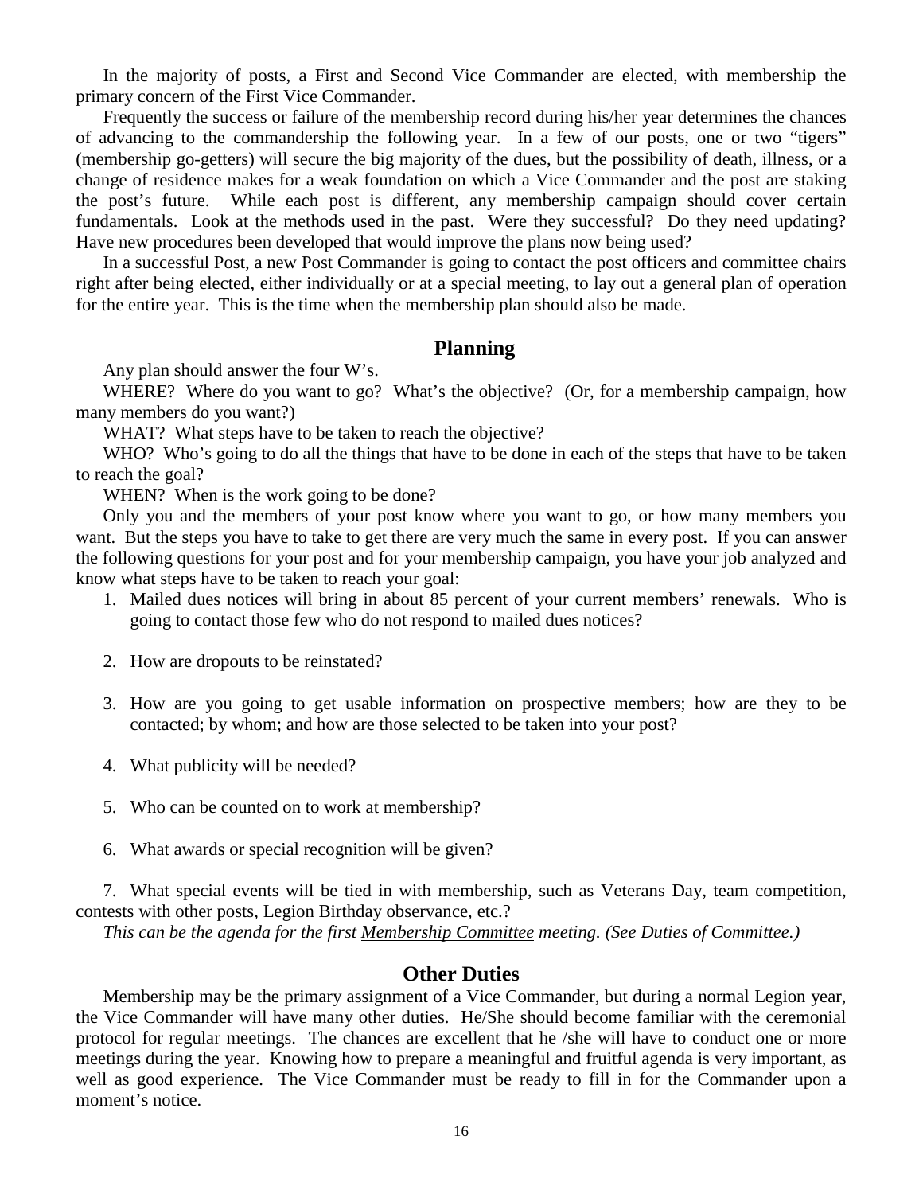In the majority of posts, a First and Second Vice Commander are elected, with membership the primary concern of the First Vice Commander.

Frequently the success or failure of the membership record during his/her year determines the chances of advancing to the commandership the following year. In a few of our posts, one or two "tigers" (membership go-getters) will secure the big majority of the dues, but the possibility of death, illness, or a change of residence makes for a weak foundation on which a Vice Commander and the post are staking the post's future. While each post is different, any membership campaign should cover certain fundamentals. Look at the methods used in the past. Were they successful? Do they need updating? Have new procedures been developed that would improve the plans now being used?

In a successful Post, a new Post Commander is going to contact the post officers and committee chairs right after being elected, either individually or at a special meeting, to lay out a general plan of operation for the entire year. This is the time when the membership plan should also be made.

## Planning

Any plan should answer the four W's.

WHERE? Where do you want to go? What's the objective? (Or, for a membership campaign, how many members do you want?)

WHAT? What steps have to be taken to reach the objective?

WHO? Who's going to do all the things that have to be done in each of the steps that have to be taken to reach the goal?

WHEN? When is the work going to be done?

Only you and the members of your post know where you want to go, or how many members you want. But the steps you have to take to get there are very much the same in every post. If you can answer the following questions for your post and for your membership campaign, you have your job analyzed and know what steps have to be taken to reach your goal:

1. Mailed dues notices will bring in about 85 percent of your current members' renewals. Who is going to contact those few who do not respond to mailed dues notices?
2. How are dropouts to be reinstated?
3. How are you going to get usable information on prospective members; how are they to be contacted; by whom; and how are those selected to be taken into your post?
4. What publicity will be needed?
5. Who can be counted on to work at membership?
6. What awards or special recognition will be given?
7. What special events will be tied in with membership, such as Veterans Day, team competition, contests with other posts, Legion Birthday observance, etc.?

*This can be the agenda for the first Membership Committee meeting. (See Duties of Committee.)*

## Other Duties

Membership may be the primary assignment of a Vice Commander, but during a normal Legion year, the Vice Commander will have many other duties. He/She should become familiar with the ceremonial protocol for regular meetings. The chances are excellent that he /she will have to conduct one or more meetings during the year. Knowing how to prepare a meaningful and fruitful agenda is very important, as well as good experience. The Vice Commander must be ready to fill in for the Commander upon a moment's notice.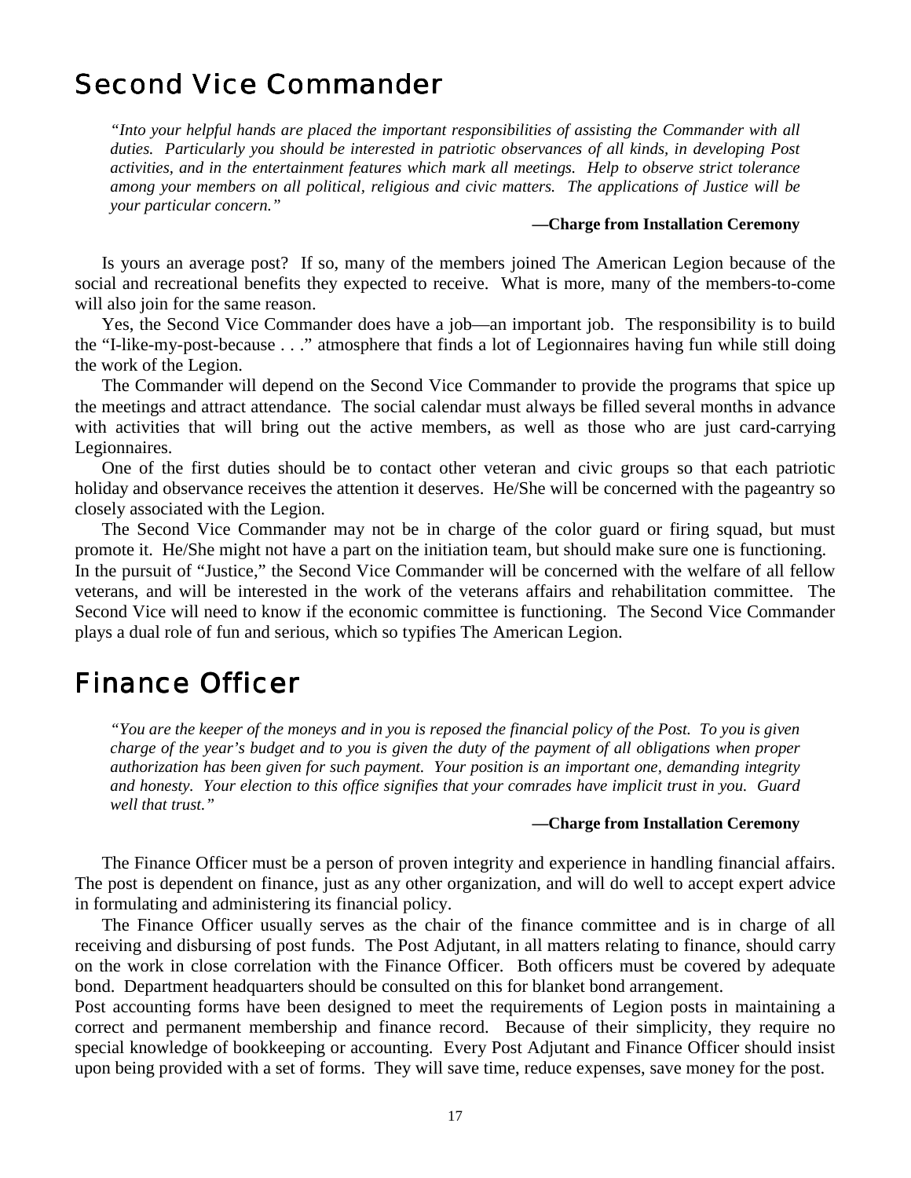# Second Vice Commander

> *"Into your helpful hands are placed the important responsibilities of assisting the Commander with all duties. Particularly you should be interested in patriotic observances of all kinds, in developing Post activities, and in the entertainment features which mark all meetings. Help to observe strict tolerance among your members on all political, religious and civic matters. The applications of Justice will be your particular concern."*
>
> **—Charge from Installation Ceremony**

Is yours an average post? If so, many of the members joined The American Legion because of the social and recreational benefits they expected to receive. What is more, many of the members-to-come will also join for the same reason.

Yes, the Second Vice Commander does have a job—an important job. The responsibility is to build the "I-like-my-post-because . . ." atmosphere that finds a lot of Legionnaires having fun while still doing the work of the Legion.

The Commander will depend on the Second Vice Commander to provide the programs that spice up the meetings and attract attendance. The social calendar must always be filled several months in advance with activities that will bring out the active members, as well as those who are just card-carrying Legionnaires.

One of the first duties should be to contact other veteran and civic groups so that each patriotic holiday and observance receives the attention it deserves. He/She will be concerned with the pageantry so closely associated with the Legion.

The Second Vice Commander may not be in charge of the color guard or firing squad, but must promote it. He/She might not have a part on the initiation team, but should make sure one is functioning.

In the pursuit of "Justice," the Second Vice Commander will be concerned with the welfare of all fellow veterans, and will be interested in the work of the veterans affairs and rehabilitation committee. The Second Vice will need to know if the economic committee is functioning. The Second Vice Commander plays a dual role of fun and serious, which so typifies The American Legion.

# Finance Officer

> *"You are the keeper of the moneys and in you is reposed the financial policy of the Post. To you is given charge of the year's budget and to you is given the duty of the payment of all obligations when proper authorization has been given for such payment. Your position is an important one, demanding integrity and honesty. Your election to this office signifies that your comrades have implicit trust in you. Guard well that trust."*
>
> **—Charge from Installation Ceremony**

The Finance Officer must be a person of proven integrity and experience in handling financial affairs. The post is dependent on finance, just as any other organization, and will do well to accept expert advice in formulating and administering its financial policy.

The Finance Officer usually serves as the chair of the finance committee and is in charge of all receiving and disbursing of post funds. The Post Adjutant, in all matters relating to finance, should carry on the work in close correlation with the Finance Officer. Both officers must be covered by adequate bond. Department headquarters should be consulted on this for blanket bond arrangement.

Post accounting forms have been designed to meet the requirements of Legion posts in maintaining a correct and permanent membership and finance record. Because of their simplicity, they require no special knowledge of bookkeeping or accounting. Every Post Adjutant and Finance Officer should insist upon being provided with a set of forms. They will save time, reduce expenses, save money for the post.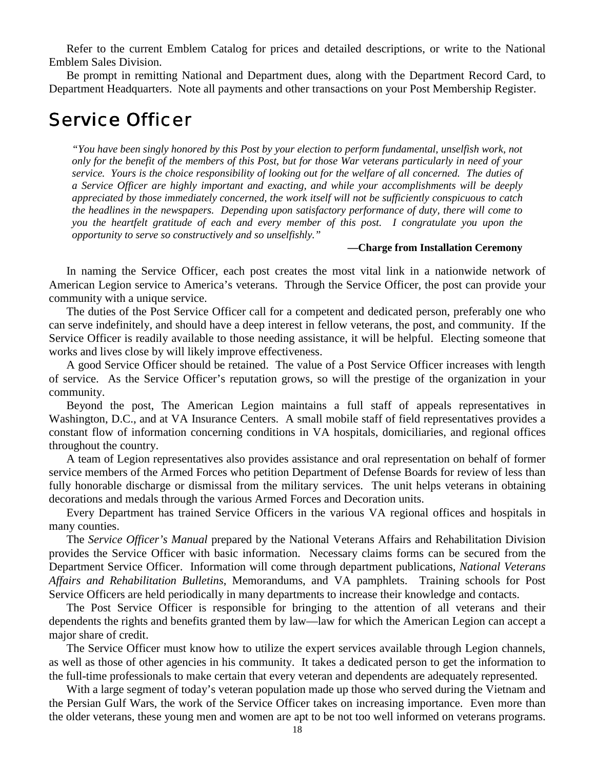Refer to the current Emblem Catalog for prices and detailed descriptions, or write to the National Emblem Sales Division.

Be prompt in remitting National and Department dues, along with the Department Record Card, to Department Headquarters. Note all payments and other transactions on your Post Membership Register.

# Service Officer

*"You have been singly honored by this Post by your election to perform fundamental, unselfish work, not only for the benefit of the members of this Post, but for those War veterans particularly in need of your service. Yours is the choice responsibility of looking out for the welfare of all concerned. The duties of a Service Officer are highly important and exacting, and while your accomplishments will be deeply appreciated by those immediately concerned, the work itself will not be sufficiently conspicuous to catch the headlines in the newspapers. Depending upon satisfactory performance of duty, there will come to you the heartfelt gratitude of each and every member of this post. I congratulate you upon the opportunity to serve so constructively and so unselfishly."*

**—Charge from Installation Ceremony**

In naming the Service Officer, each post creates the most vital link in a nationwide network of American Legion service to America's veterans. Through the Service Officer, the post can provide your community with a unique service.

The duties of the Post Service Officer call for a competent and dedicated person, preferably one who can serve indefinitely, and should have a deep interest in fellow veterans, the post, and community. If the Service Officer is readily available to those needing assistance, it will be helpful. Electing someone that works and lives close by will likely improve effectiveness.

A good Service Officer should be retained. The value of a Post Service Officer increases with length of service. As the Service Officer's reputation grows, so will the prestige of the organization in your community.

Beyond the post, The American Legion maintains a full staff of appeals representatives in Washington, D.C., and at VA Insurance Centers. A small mobile staff of field representatives provides a constant flow of information concerning conditions in VA hospitals, domiciliaries, and regional offices throughout the country.

A team of Legion representatives also provides assistance and oral representation on behalf of former service members of the Armed Forces who petition Department of Defense Boards for review of less than fully honorable discharge or dismissal from the military services. The unit helps veterans in obtaining decorations and medals through the various Armed Forces and Decoration units.

Every Department has trained Service Officers in the various VA regional offices and hospitals in many counties.

The *Service Officer's Manual* prepared by the National Veterans Affairs and Rehabilitation Division provides the Service Officer with basic information. Necessary claims forms can be secured from the Department Service Officer. Information will come through department publications, *National Veterans Affairs and Rehabilitation Bulletins*, Memorandums, and VA pamphlets. Training schools for Post Service Officers are held periodically in many departments to increase their knowledge and contacts.

The Post Service Officer is responsible for bringing to the attention of all veterans and their dependents the rights and benefits granted them by law—law for which the American Legion can accept a major share of credit.

The Service Officer must know how to utilize the expert services available through Legion channels, as well as those of other agencies in his community. It takes a dedicated person to get the information to the full-time professionals to make certain that every veteran and dependents are adequately represented.

With a large segment of today's veteran population made up those who served during the Vietnam and the Persian Gulf Wars, the work of the Service Officer takes on increasing importance. Even more than the older veterans, these young men and women are apt to be not too well informed on veterans programs.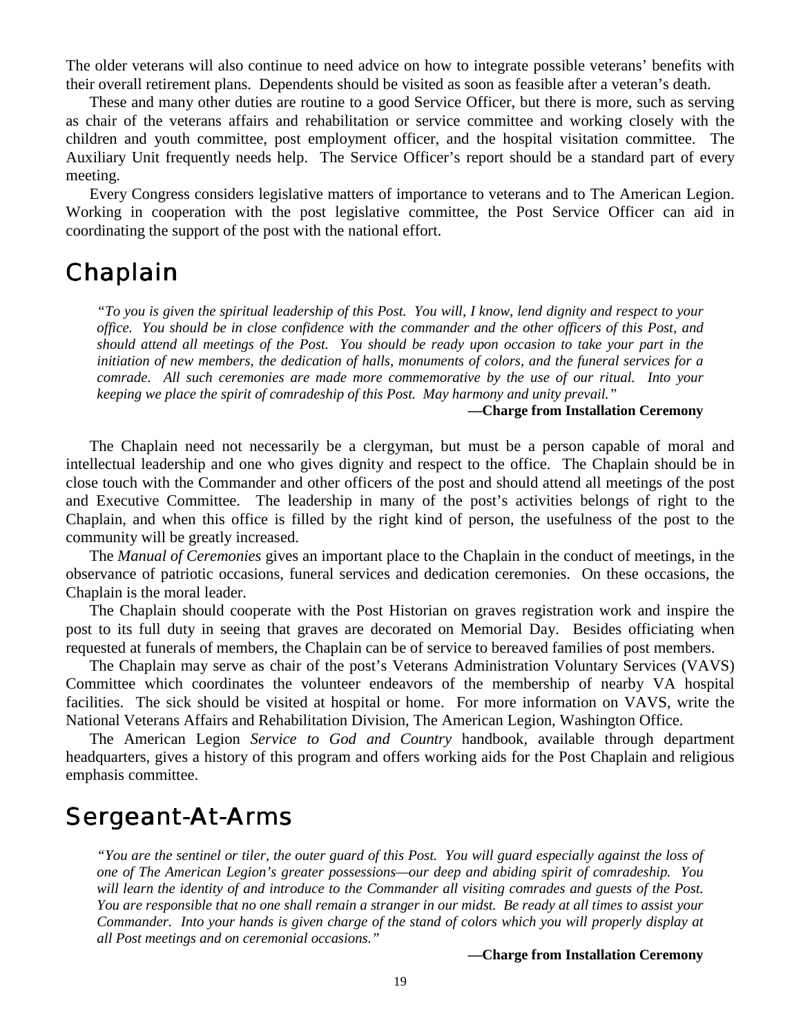The older veterans will also continue to need advice on how to integrate possible veterans' benefits with their overall retirement plans. Dependents should be visited as soon as feasible after a veteran's death.

These and many other duties are routine to a good Service Officer, but there is more, such as serving as chair of the veterans affairs and rehabilitation or service committee and working closely with the children and youth committee, post employment officer, and the hospital visitation committee. The Auxiliary Unit frequently needs help. The Service Officer's report should be a standard part of every meeting.

Every Congress considers legislative matters of importance to veterans and to The American Legion. Working in cooperation with the post legislative committee, the Post Service Officer can aid in coordinating the support of the post with the national effort.

# Chaplain

*"To you is given the spiritual leadership of this Post. You will, I know, lend dignity and respect to your office. You should be in close confidence with the commander and the other officers of this Post, and should attend all meetings of the Post. You should be ready upon occasion to take your part in the initiation of new members, the dedication of halls, monuments of colors, and the funeral services for a comrade. All such ceremonies are made more commemorative by the use of our ritual. Into your keeping we place the spirit of comradeship of this Post. May harmony and unity prevail."*

**—Charge from Installation Ceremony**

The Chaplain need not necessarily be a clergyman, but must be a person capable of moral and intellectual leadership and one who gives dignity and respect to the office. The Chaplain should be in close touch with the Commander and other officers of the post and should attend all meetings of the post and Executive Committee. The leadership in many of the post's activities belongs of right to the Chaplain, and when this office is filled by the right kind of person, the usefulness of the post to the community will be greatly increased.

The *Manual of Ceremonies* gives an important place to the Chaplain in the conduct of meetings, in the observance of patriotic occasions, funeral services and dedication ceremonies. On these occasions, the Chaplain is the moral leader.

The Chaplain should cooperate with the Post Historian on graves registration work and inspire the post to its full duty in seeing that graves are decorated on Memorial Day. Besides officiating when requested at funerals of members, the Chaplain can be of service to bereaved families of post members.

The Chaplain may serve as chair of the post's Veterans Administration Voluntary Services (VAVS) Committee which coordinates the volunteer endeavors of the membership of nearby VA hospital facilities. The sick should be visited at hospital or home. For more information on VAVS, write the National Veterans Affairs and Rehabilitation Division, The American Legion, Washington Office.

The American Legion *Service to God and Country* handbook, available through department headquarters, gives a history of this program and offers working aids for the Post Chaplain and religious emphasis committee.

# Sergeant-At-Arms

*"You are the sentinel or tiler, the outer guard of this Post. You will guard especially against the loss of one of The American Legion's greater possessions—our deep and abiding spirit of comradeship. You will learn the identity of and introduce to the Commander all visiting comrades and guests of the Post. You are responsible that no one shall remain a stranger in our midst. Be ready at all times to assist your Commander. Into your hands is given charge of the stand of colors which you will properly display at all Post meetings and on ceremonial occasions."*

**—Charge from Installation Ceremony**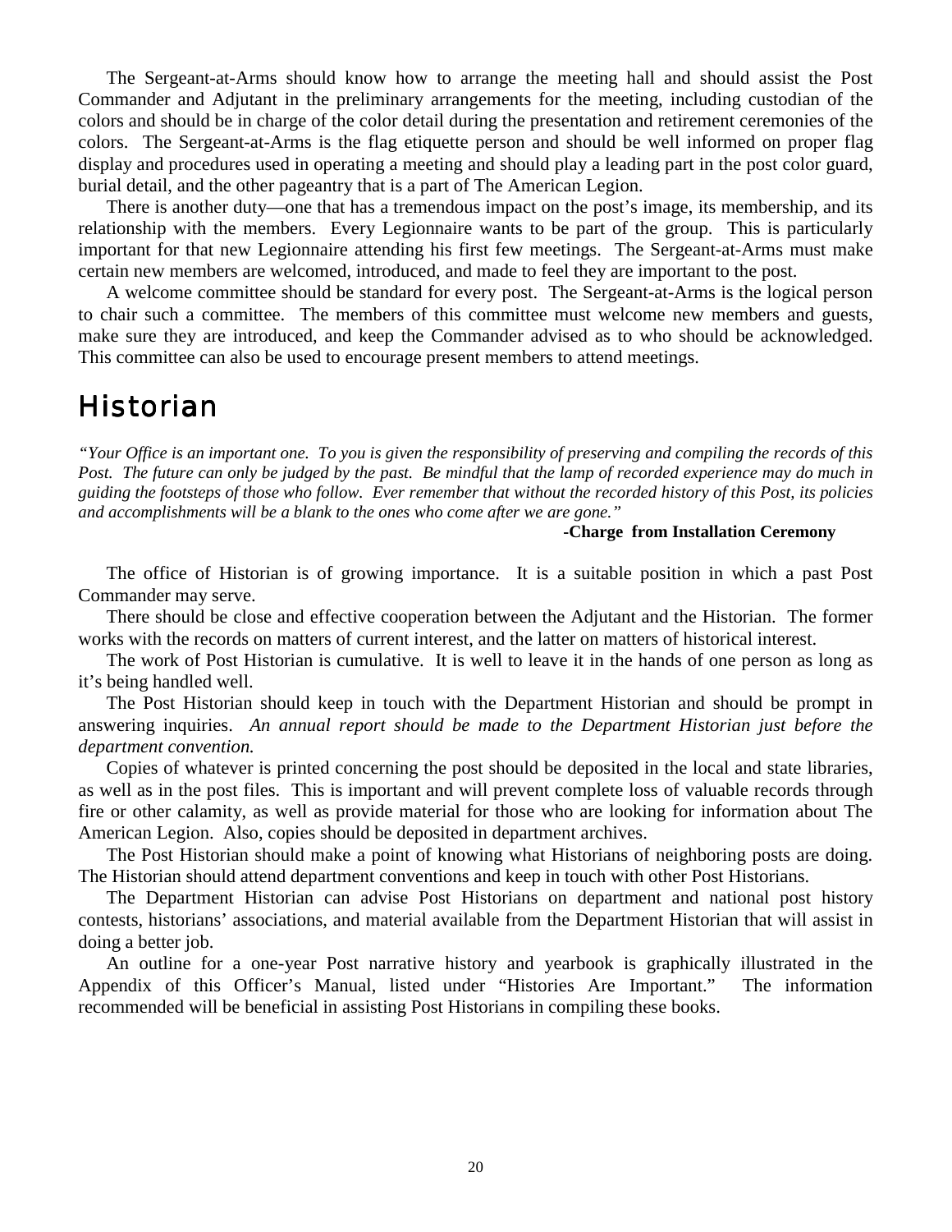The Sergeant-at-Arms should know how to arrange the meeting hall and should assist the Post Commander and Adjutant in the preliminary arrangements for the meeting, including custodian of the colors and should be in charge of the color detail during the presentation and retirement ceremonies of the colors. The Sergeant-at-Arms is the flag etiquette person and should be well informed on proper flag display and procedures used in operating a meeting and should play a leading part in the post color guard, burial detail, and the other pageantry that is a part of The American Legion.

There is another duty—one that has a tremendous impact on the post's image, its membership, and its relationship with the members. Every Legionnaire wants to be part of the group. This is particularly important for that new Legionnaire attending his first few meetings. The Sergeant-at-Arms must make certain new members are welcomed, introduced, and made to feel they are important to the post.

A welcome committee should be standard for every post. The Sergeant-at-Arms is the logical person to chair such a committee. The members of this committee must welcome new members and guests, make sure they are introduced, and keep the Commander advised as to who should be acknowledged. This committee can also be used to encourage present members to attend meetings.

# Historian

*"Your Office is an important one. To you is given the responsibility of preserving and compiling the records of this Post. The future can only be judged by the past. Be mindful that the lamp of recorded experience may do much in guiding the footsteps of those who follow. Ever remember that without the recorded history of this Post, its policies and accomplishments will be a blank to the ones who come after we are gone."*

**-Charge from Installation Ceremony**

The office of Historian is of growing importance. It is a suitable position in which a past Post Commander may serve.

There should be close and effective cooperation between the Adjutant and the Historian. The former works with the records on matters of current interest, and the latter on matters of historical interest.

The work of Post Historian is cumulative. It is well to leave it in the hands of one person as long as it's being handled well.

The Post Historian should keep in touch with the Department Historian and should be prompt in answering inquiries. *An annual report should be made to the Department Historian just before the department convention.*

Copies of whatever is printed concerning the post should be deposited in the local and state libraries, as well as in the post files. This is important and will prevent complete loss of valuable records through fire or other calamity, as well as provide material for those who are looking for information about The American Legion. Also, copies should be deposited in department archives.

The Post Historian should make a point of knowing what Historians of neighboring posts are doing. The Historian should attend department conventions and keep in touch with other Post Historians.

The Department Historian can advise Post Historians on department and national post history contests, historians' associations, and material available from the Department Historian that will assist in doing a better job.

An outline for a one-year Post narrative history and yearbook is graphically illustrated in the Appendix of this Officer's Manual, listed under "Histories Are Important." The information recommended will be beneficial in assisting Post Historians in compiling these books.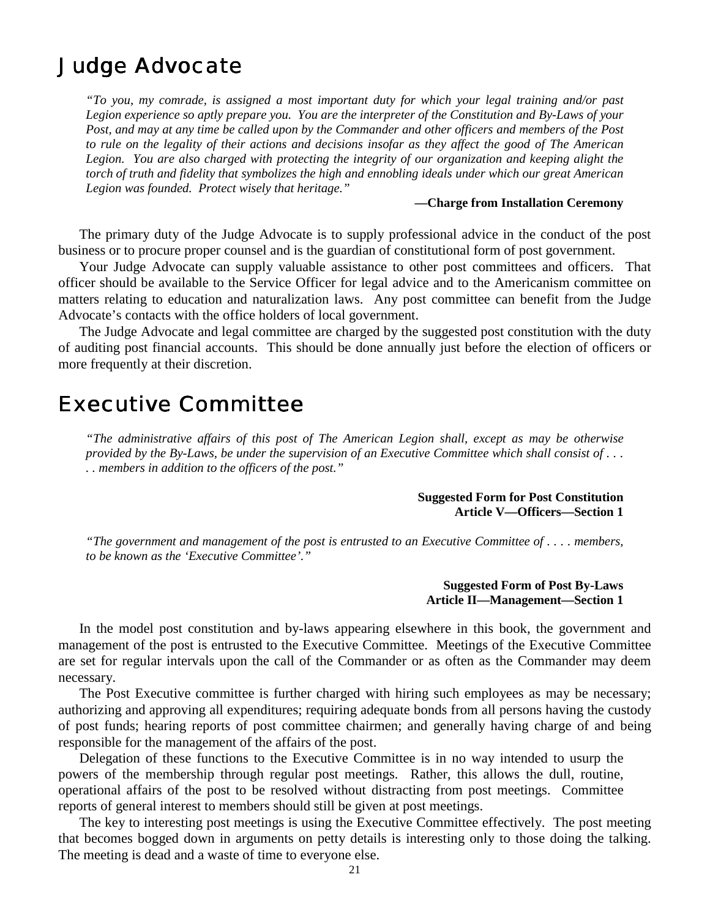# Judge Advocate

*"To you, my comrade, is assigned a most important duty for which your legal training and/or past Legion experience so aptly prepare you. You are the interpreter of the Constitution and By-Laws of your Post, and may at any time be called upon by the Commander and other officers and members of the Post to rule on the legality of their actions and decisions insofar as they affect the good of The American Legion. You are also charged with protecting the integrity of our organization and keeping alight the torch of truth and fidelity that symbolizes the high and ennobling ideals under which our great American Legion was founded. Protect wisely that heritage."*

**—Charge from Installation Ceremony**

The primary duty of the Judge Advocate is to supply professional advice in the conduct of the post business or to procure proper counsel and is the guardian of constitutional form of post government.

Your Judge Advocate can supply valuable assistance to other post committees and officers. That officer should be available to the Service Officer for legal advice and to the Americanism committee on matters relating to education and naturalization laws. Any post committee can benefit from the Judge Advocate's contacts with the office holders of local government.

The Judge Advocate and legal committee are charged by the suggested post constitution with the duty of auditing post financial accounts. This should be done annually just before the election of officers or more frequently at their discretion.

# Executive Committee

*"The administrative affairs of this post of The American Legion shall, except as may be otherwise provided by the By-Laws, be under the supervision of an Executive Committee which shall consist of . . . . . members in addition to the officers of the post."*

**Suggested Form for Post Constitution**
**Article V—Officers—Section 1**

*"The government and management of the post is entrusted to an Executive Committee of . . . . members, to be known as the 'Executive Committee'."*

**Suggested Form of Post By-Laws**
**Article II—Management—Section 1**

In the model post constitution and by-laws appearing elsewhere in this book, the government and management of the post is entrusted to the Executive Committee. Meetings of the Executive Committee are set for regular intervals upon the call of the Commander or as often as the Commander may deem necessary.

The Post Executive committee is further charged with hiring such employees as may be necessary; authorizing and approving all expenditures; requiring adequate bonds from all persons having the custody of post funds; hearing reports of post committee chairmen; and generally having charge of and being responsible for the management of the affairs of the post.

Delegation of these functions to the Executive Committee is in no way intended to usurp the powers of the membership through regular post meetings. Rather, this allows the dull, routine, operational affairs of the post to be resolved without distracting from post meetings. Committee reports of general interest to members should still be given at post meetings.

The key to interesting post meetings is using the Executive Committee effectively. The post meeting that becomes bogged down in arguments on petty details is interesting only to those doing the talking. The meeting is dead and a waste of time to everyone else.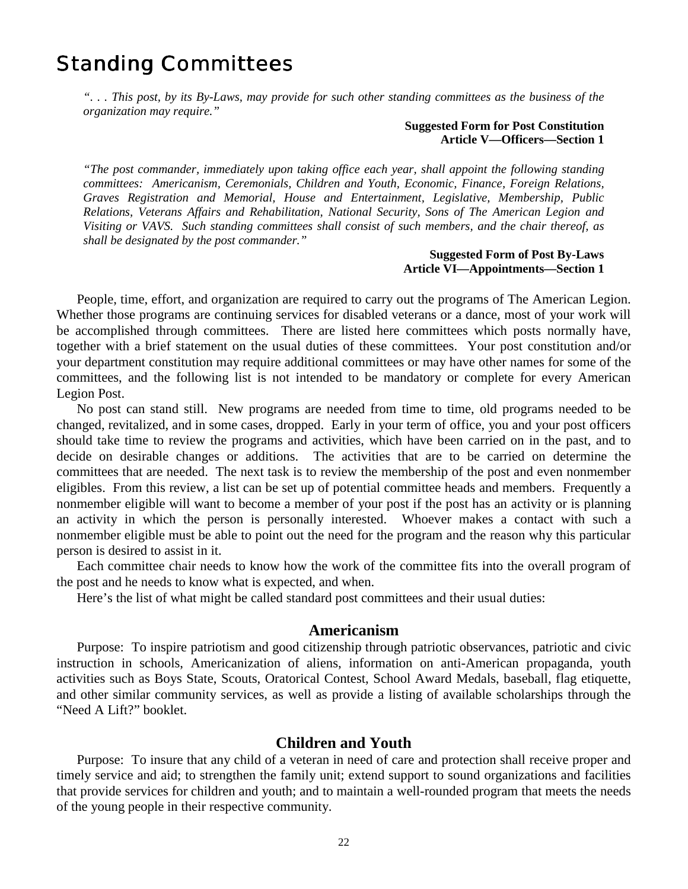# Standing Committees

*". . . This post, by its By-Laws, may provide for such other standing committees as the business of the organization may require."*

**Suggested Form for Post Constitution**
**Article V—Officers—Section 1**

*"The post commander, immediately upon taking office each year, shall appoint the following standing committees: Americanism, Ceremonials, Children and Youth, Economic, Finance, Foreign Relations, Graves Registration and Memorial, House and Entertainment, Legislative, Membership, Public Relations, Veterans Affairs and Rehabilitation, National Security, Sons of The American Legion and Visiting or VAVS. Such standing committees shall consist of such members, and the chair thereof, as shall be designated by the post commander."*

**Suggested Form of Post By-Laws**
**Article VI—Appointments—Section 1**

People, time, effort, and organization are required to carry out the programs of The American Legion. Whether those programs are continuing services for disabled veterans or a dance, most of your work will be accomplished through committees. There are listed here committees which posts normally have, together with a brief statement on the usual duties of these committees. Your post constitution and/or your department constitution may require additional committees or may have other names for some of the committees, and the following list is not intended to be mandatory or complete for every American Legion Post.

No post can stand still. New programs are needed from time to time, old programs needed to be changed, revitalized, and in some cases, dropped. Early in your term of office, you and your post officers should take time to review the programs and activities, which have been carried on in the past, and to decide on desirable changes or additions. The activities that are to be carried on determine the committees that are needed. The next task is to review the membership of the post and even nonmember eligibles. From this review, a list can be set up of potential committee heads and members. Frequently a nonmember eligible will want to become a member of your post if the post has an activity or is planning an activity in which the person is personally interested. Whoever makes a contact with such a nonmember eligible must be able to point out the need for the program and the reason why this particular person is desired to assist in it.

Each committee chair needs to know how the work of the committee fits into the overall program of the post and he needs to know what is expected, and when.

Here's the list of what might be called standard post committees and their usual duties:

## Americanism

Purpose: To inspire patriotism and good citizenship through patriotic observances, patriotic and civic instruction in schools, Americanization of aliens, information on anti-American propaganda, youth activities such as Boys State, Scouts, Oratorical Contest, School Award Medals, baseball, flag etiquette, and other similar community services, as well as provide a listing of available scholarships through the "Need A Lift?" booklet.

## Children and Youth

Purpose: To insure that any child of a veteran in need of care and protection shall receive proper and timely service and aid; to strengthen the family unit; extend support to sound organizations and facilities that provide services for children and youth; and to maintain a well-rounded program that meets the needs of the young people in their respective community.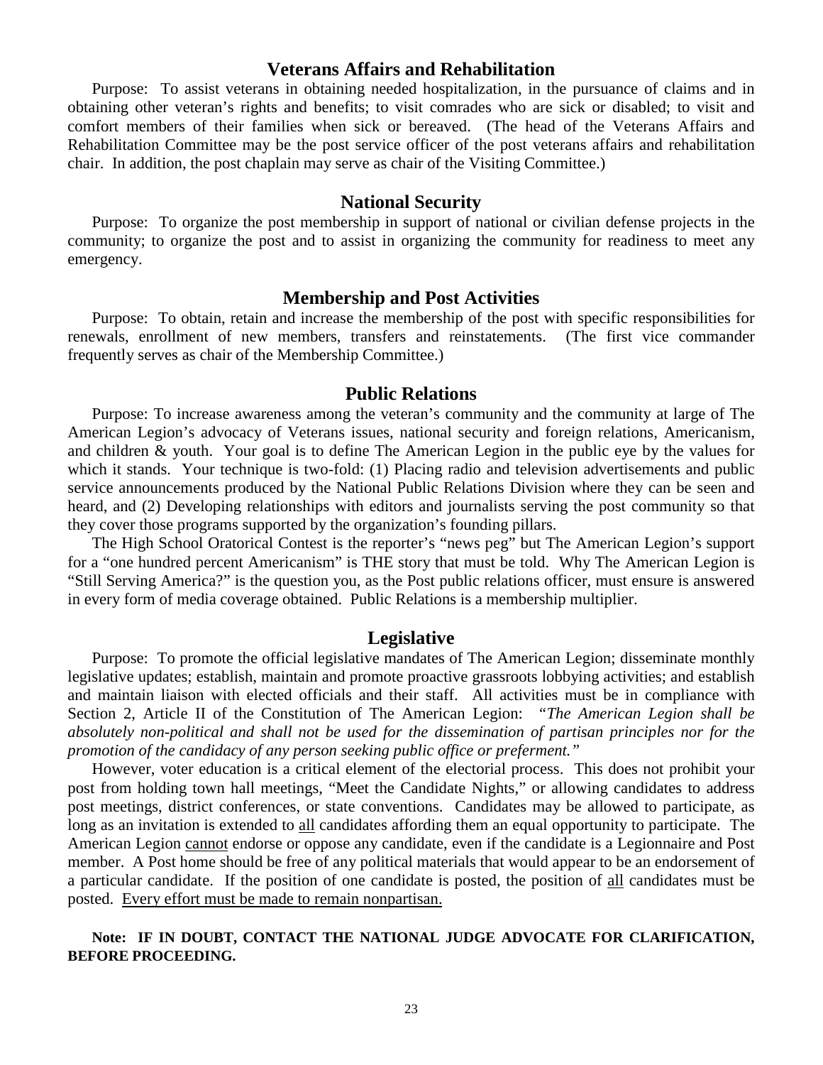## Veterans Affairs and Rehabilitation

Purpose: To assist veterans in obtaining needed hospitalization, in the pursuance of claims and in obtaining other veteran's rights and benefits; to visit comrades who are sick or disabled; to visit and comfort members of their families when sick or bereaved. (The head of the Veterans Affairs and Rehabilitation Committee may be the post service officer of the post veterans affairs and rehabilitation chair. In addition, the post chaplain may serve as chair of the Visiting Committee.)

## National Security

Purpose: To organize the post membership in support of national or civilian defense projects in the community; to organize the post and to assist in organizing the community for readiness to meet any emergency.

## Membership and Post Activities

Purpose: To obtain, retain and increase the membership of the post with specific responsibilities for renewals, enrollment of new members, transfers and reinstatements. (The first vice commander frequently serves as chair of the Membership Committee.)

## Public Relations

Purpose: To increase awareness among the veteran's community and the community at large of The American Legion's advocacy of Veterans issues, national security and foreign relations, Americanism, and children & youth. Your goal is to define The American Legion in the public eye by the values for which it stands. Your technique is two-fold: (1) Placing radio and television advertisements and public service announcements produced by the National Public Relations Division where they can be seen and heard, and (2) Developing relationships with editors and journalists serving the post community so that they cover those programs supported by the organization's founding pillars.

The High School Oratorical Contest is the reporter's "news peg" but The American Legion's support for a "one hundred percent Americanism" is THE story that must be told. Why The American Legion is "Still Serving America?" is the question you, as the Post public relations officer, must ensure is answered in every form of media coverage obtained. Public Relations is a membership multiplier.

## Legislative

Purpose: To promote the official legislative mandates of The American Legion; disseminate monthly legislative updates; establish, maintain and promote proactive grassroots lobbying activities; and establish and maintain liaison with elected officials and their staff. All activities must be in compliance with Section 2, Article II of the Constitution of The American Legion: *"The American Legion shall be absolutely non-political and shall not be used for the dissemination of partisan principles nor for the promotion of the candidacy of any person seeking public office or preferment."*

However, voter education is a critical element of the electorial process. This does not prohibit your post from holding town hall meetings, "Meet the Candidate Nights," or allowing candidates to address post meetings, district conferences, or state conventions. Candidates may be allowed to participate, as long as an invitation is extended to <u>all</u> candidates affording them an equal opportunity to participate. The American Legion <u>cannot</u> endorse or oppose any candidate, even if the candidate is a Legionnaire and Post member. A Post home should be free of any political materials that would appear to be an endorsement of a particular candidate. If the position of one candidate is posted, the position of <u>all</u> candidates must be posted. <u>Every effort must be made to remain nonpartisan.</u>

**Note: IF IN DOUBT, CONTACT THE NATIONAL JUDGE ADVOCATE FOR CLARIFICATION, BEFORE PROCEEDING.**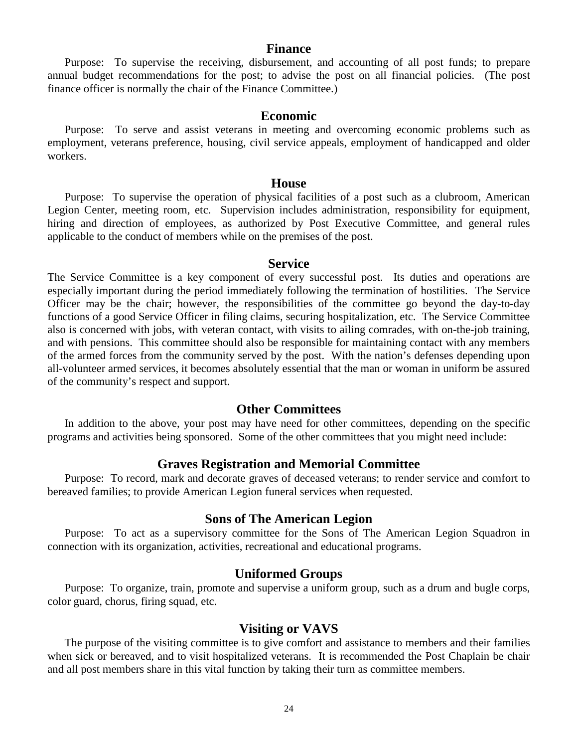### Finance

Purpose: To supervise the receiving, disbursement, and accounting of all post funds; to prepare annual budget recommendations for the post; to advise the post on all financial policies. (The post finance officer is normally the chair of the Finance Committee.)

### Economic

Purpose: To serve and assist veterans in meeting and overcoming economic problems such as employment, veterans preference, housing, civil service appeals, employment of handicapped and older workers.

### House

Purpose: To supervise the operation of physical facilities of a post such as a clubroom, American Legion Center, meeting room, etc. Supervision includes administration, responsibility for equipment, hiring and direction of employees, as authorized by Post Executive Committee, and general rules applicable to the conduct of members while on the premises of the post.

### Service

The Service Committee is a key component of every successful post. Its duties and operations are especially important during the period immediately following the termination of hostilities. The Service Officer may be the chair; however, the responsibilities of the committee go beyond the day-to-day functions of a good Service Officer in filing claims, securing hospitalization, etc. The Service Committee also is concerned with jobs, with veteran contact, with visits to ailing comrades, with on-the-job training, and with pensions. This committee should also be responsible for maintaining contact with any members of the armed forces from the community served by the post. With the nation's defenses depending upon all-volunteer armed services, it becomes absolutely essential that the man or woman in uniform be assured of the community's respect and support.

### Other Committees

In addition to the above, your post may have need for other committees, depending on the specific programs and activities being sponsored. Some of the other committees that you might need include:

### Graves Registration and Memorial Committee

Purpose: To record, mark and decorate graves of deceased veterans; to render service and comfort to bereaved families; to provide American Legion funeral services when requested.

### Sons of The American Legion

Purpose: To act as a supervisory committee for the Sons of The American Legion Squadron in connection with its organization, activities, recreational and educational programs.

### Uniformed Groups

Purpose: To organize, train, promote and supervise a uniform group, such as a drum and bugle corps, color guard, chorus, firing squad, etc.

### Visiting or VAVS

The purpose of the visiting committee is to give comfort and assistance to members and their families when sick or bereaved, and to visit hospitalized veterans. It is recommended the Post Chaplain be chair and all post members share in this vital function by taking their turn as committee members.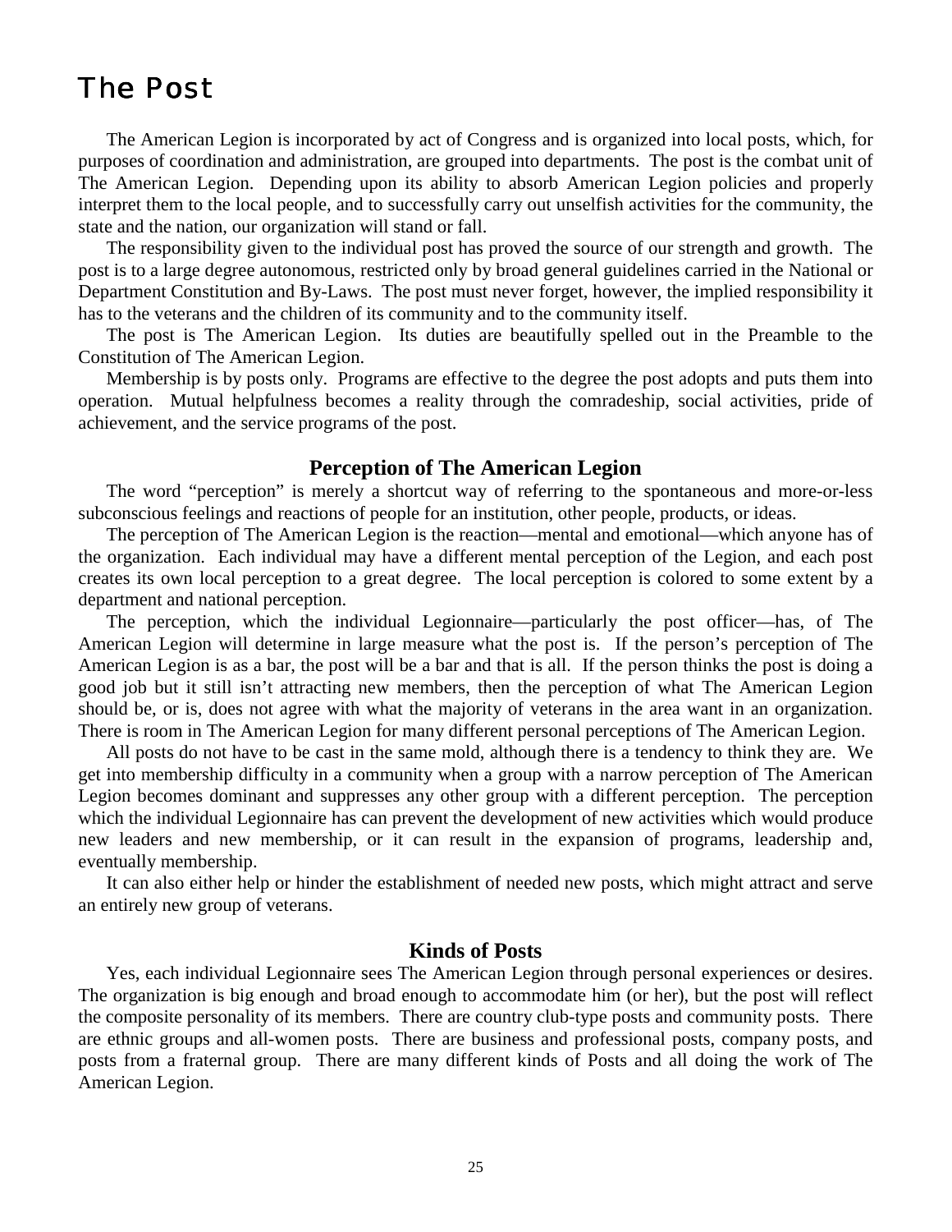# The Post

The American Legion is incorporated by act of Congress and is organized into local posts, which, for purposes of coordination and administration, are grouped into departments. The post is the combat unit of The American Legion. Depending upon its ability to absorb American Legion policies and properly interpret them to the local people, and to successfully carry out unselfish activities for the community, the state and the nation, our organization will stand or fall.

The responsibility given to the individual post has proved the source of our strength and growth. The post is to a large degree autonomous, restricted only by broad general guidelines carried in the National or Department Constitution and By-Laws. The post must never forget, however, the implied responsibility it has to the veterans and the children of its community and to the community itself.

The post is The American Legion. Its duties are beautifully spelled out in the Preamble to the Constitution of The American Legion.

Membership is by posts only. Programs are effective to the degree the post adopts and puts them into operation. Mutual helpfulness becomes a reality through the comradeship, social activities, pride of achievement, and the service programs of the post.

## Perception of The American Legion

The word "perception" is merely a shortcut way of referring to the spontaneous and more-or-less subconscious feelings and reactions of people for an institution, other people, products, or ideas.

The perception of The American Legion is the reaction—mental and emotional—which anyone has of the organization. Each individual may have a different mental perception of the Legion, and each post creates its own local perception to a great degree. The local perception is colored to some extent by a department and national perception.

The perception, which the individual Legionnaire—particularly the post officer—has, of The American Legion will determine in large measure what the post is. If the person's perception of The American Legion is as a bar, the post will be a bar and that is all. If the person thinks the post is doing a good job but it still isn't attracting new members, then the perception of what The American Legion should be, or is, does not agree with what the majority of veterans in the area want in an organization. There is room in The American Legion for many different personal perceptions of The American Legion.

All posts do not have to be cast in the same mold, although there is a tendency to think they are. We get into membership difficulty in a community when a group with a narrow perception of The American Legion becomes dominant and suppresses any other group with a different perception. The perception which the individual Legionnaire has can prevent the development of new activities which would produce new leaders and new membership, or it can result in the expansion of programs, leadership and, eventually membership.

It can also either help or hinder the establishment of needed new posts, which might attract and serve an entirely new group of veterans.

## Kinds of Posts

Yes, each individual Legionnaire sees The American Legion through personal experiences or desires. The organization is big enough and broad enough to accommodate him (or her), but the post will reflect the composite personality of its members. There are country club-type posts and community posts. There are ethnic groups and all-women posts. There are business and professional posts, company posts, and posts from a fraternal group. There are many different kinds of Posts and all doing the work of The American Legion.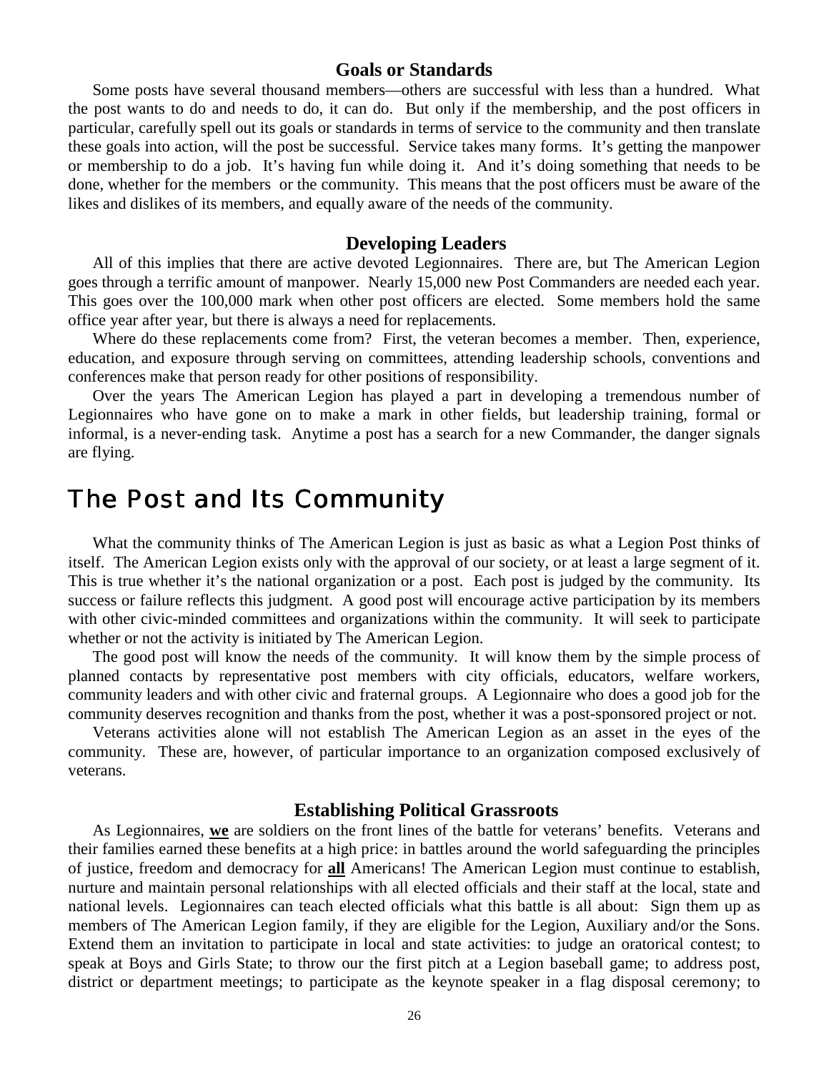### Goals or Standards

Some posts have several thousand members—others are successful with less than a hundred. What the post wants to do and needs to do, it can do. But only if the membership, and the post officers in particular, carefully spell out its goals or standards in terms of service to the community and then translate these goals into action, will the post be successful. Service takes many forms. It's getting the manpower or membership to do a job. It's having fun while doing it. And it's doing something that needs to be done, whether for the members or the community. This means that the post officers must be aware of the likes and dislikes of its members, and equally aware of the needs of the community.

### Developing Leaders

All of this implies that there are active devoted Legionnaires. There are, but The American Legion goes through a terrific amount of manpower. Nearly 15,000 new Post Commanders are needed each year. This goes over the 100,000 mark when other post officers are elected. Some members hold the same office year after year, but there is always a need for replacements.

Where do these replacements come from? First, the veteran becomes a member. Then, experience, education, and exposure through serving on committees, attending leadership schools, conventions and conferences make that person ready for other positions of responsibility.

Over the years The American Legion has played a part in developing a tremendous number of Legionnaires who have gone on to make a mark in other fields, but leadership training, formal or informal, is a never-ending task. Anytime a post has a search for a new Commander, the danger signals are flying.

## The Post and Its Community

What the community thinks of The American Legion is just as basic as what a Legion Post thinks of itself. The American Legion exists only with the approval of our society, or at least a large segment of it. This is true whether it's the national organization or a post. Each post is judged by the community. Its success or failure reflects this judgment. A good post will encourage active participation by its members with other civic-minded committees and organizations within the community. It will seek to participate whether or not the activity is initiated by The American Legion.

The good post will know the needs of the community. It will know them by the simple process of planned contacts by representative post members with city officials, educators, welfare workers, community leaders and with other civic and fraternal groups. A Legionnaire who does a good job for the community deserves recognition and thanks from the post, whether it was a post-sponsored project or not.

Veterans activities alone will not establish The American Legion as an asset in the eyes of the community. These are, however, of particular importance to an organization composed exclusively of veterans.

### Establishing Political Grassroots

As Legionnaires, **we** are soldiers on the front lines of the battle for veterans' benefits. Veterans and their families earned these benefits at a high price: in battles around the world safeguarding the principles of justice, freedom and democracy for **all** Americans! The American Legion must continue to establish, nurture and maintain personal relationships with all elected officials and their staff at the local, state and national levels. Legionnaires can teach elected officials what this battle is all about: Sign them up as members of The American Legion family, if they are eligible for the Legion, Auxiliary and/or the Sons. Extend them an invitation to participate in local and state activities: to judge an oratorical contest; to speak at Boys and Girls State; to throw our the first pitch at a Legion baseball game; to address post, district or department meetings; to participate as the keynote speaker in a flag disposal ceremony; to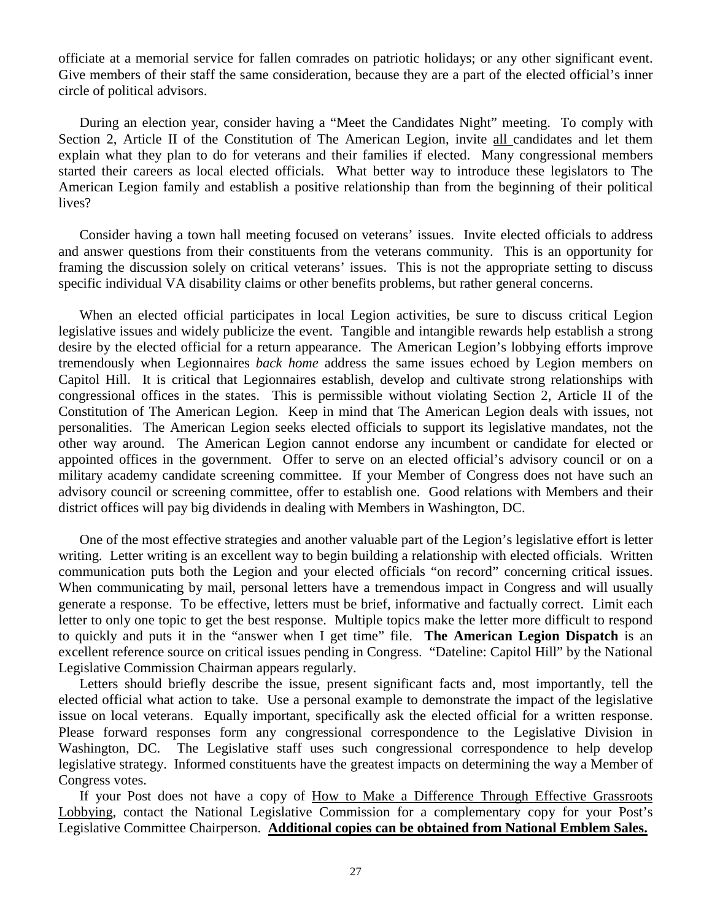officiate at a memorial service for fallen comrades on patriotic holidays; or any other significant event. Give members of their staff the same consideration, because they are a part of the elected official's inner circle of political advisors.

During an election year, consider having a "Meet the Candidates Night" meeting. To comply with Section 2, Article II of the Constitution of The American Legion, invite <u>all</u> candidates and let them explain what they plan to do for veterans and their families if elected. Many congressional members started their careers as local elected officials. What better way to introduce these legislators to The American Legion family and establish a positive relationship than from the beginning of their political lives?

Consider having a town hall meeting focused on veterans' issues. Invite elected officials to address and answer questions from their constituents from the veterans community. This is an opportunity for framing the discussion solely on critical veterans' issues. This is not the appropriate setting to discuss specific individual VA disability claims or other benefits problems, but rather general concerns.

When an elected official participates in local Legion activities, be sure to discuss critical Legion legislative issues and widely publicize the event. Tangible and intangible rewards help establish a strong desire by the elected official for a return appearance. The American Legion's lobbying efforts improve tremendously when Legionnaires *back home* address the same issues echoed by Legion members on Capitol Hill. It is critical that Legionnaires establish, develop and cultivate strong relationships with congressional offices in the states. This is permissible without violating Section 2, Article II of the Constitution of The American Legion. Keep in mind that The American Legion deals with issues, not personalities. The American Legion seeks elected officials to support its legislative mandates, not the other way around. The American Legion cannot endorse any incumbent or candidate for elected or appointed offices in the government. Offer to serve on an elected official's advisory council or on a military academy candidate screening committee. If your Member of Congress does not have such an advisory council or screening committee, offer to establish one. Good relations with Members and their district offices will pay big dividends in dealing with Members in Washington, DC.

One of the most effective strategies and another valuable part of the Legion's legislative effort is letter writing. Letter writing is an excellent way to begin building a relationship with elected officials. Written communication puts both the Legion and your elected officials "on record" concerning critical issues. When communicating by mail, personal letters have a tremendous impact in Congress and will usually generate a response. To be effective, letters must be brief, informative and factually correct. Limit each letter to only one topic to get the best response. Multiple topics make the letter more difficult to respond to quickly and puts it in the "answer when I get time" file. **The American Legion Dispatch** is an excellent reference source on critical issues pending in Congress. "Dateline: Capitol Hill" by the National Legislative Commission Chairman appears regularly.

Letters should briefly describe the issue, present significant facts and, most importantly, tell the elected official what action to take. Use a personal example to demonstrate the impact of the legislative issue on local veterans. Equally important, specifically ask the elected official for a written response. Please forward responses form any congressional correspondence to the Legislative Division in Washington, DC. The Legislative staff uses such congressional correspondence to help develop legislative strategy. Informed constituents have the greatest impacts on determining the way a Member of Congress votes.

If your Post does not have a copy of <u>How to Make a Difference Through Effective Grassroots Lobbying</u>, contact the National Legislative Commission for a complementary copy for your Post's Legislative Committee Chairperson. **<u>Additional copies can be obtained from National Emblem Sales.</u>**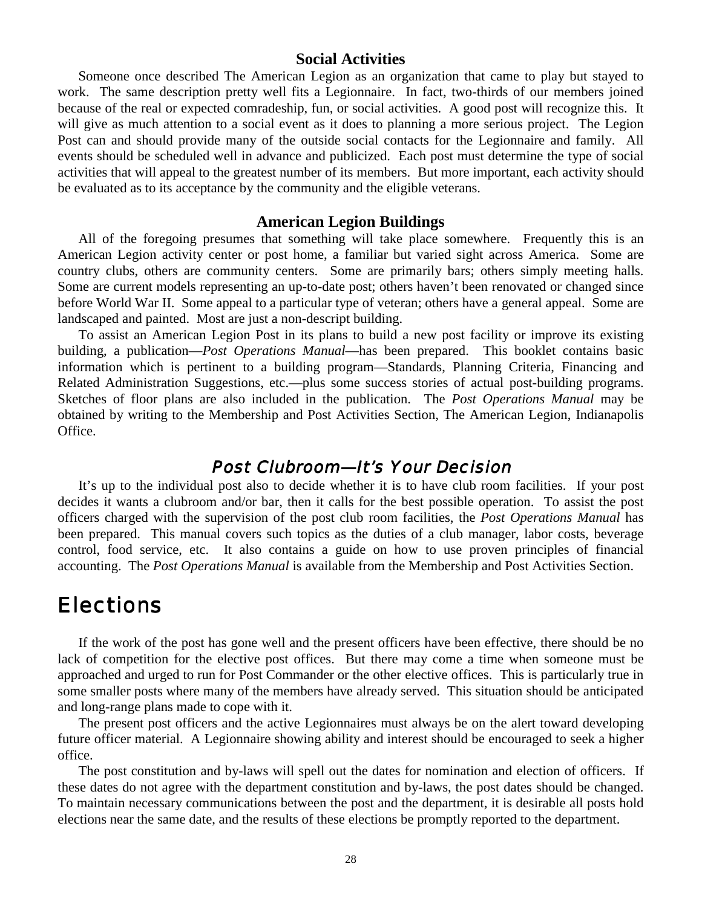### Social Activities

Someone once described The American Legion as an organization that came to play but stayed to work. The same description pretty well fits a Legionnaire. In fact, two-thirds of our members joined because of the real or expected comradeship, fun, or social activities. A good post will recognize this. It will give as much attention to a social event as it does to planning a more serious project. The Legion Post can and should provide many of the outside social contacts for the Legionnaire and family. All events should be scheduled well in advance and publicized. Each post must determine the type of social activities that will appeal to the greatest number of its members. But more important, each activity should be evaluated as to its acceptance by the community and the eligible veterans.

### American Legion Buildings

All of the foregoing presumes that something will take place somewhere. Frequently this is an American Legion activity center or post home, a familiar but varied sight across America. Some are country clubs, others are community centers. Some are primarily bars; others simply meeting halls. Some are current models representing an up-to-date post; others haven't been renovated or changed since before World War II. Some appeal to a particular type of veteran; others have a general appeal. Some are landscaped and painted. Most are just a non-descript building.

To assist an American Legion Post in its plans to build a new post facility or improve its existing building, a publication—*Post Operations Manual*—has been prepared. This booklet contains basic information which is pertinent to a building program—Standards, Planning Criteria, Financing and Related Administration Suggestions, etc.—plus some success stories of actual post-building programs. Sketches of floor plans are also included in the publication. The *Post Operations Manual* may be obtained by writing to the Membership and Post Activities Section, The American Legion, Indianapolis Office.

## *Post Clubroom—It's Your Decision*

It's up to the individual post also to decide whether it is to have club room facilities. If your post decides it wants a clubroom and/or bar, then it calls for the best possible operation. To assist the post officers charged with the supervision of the post club room facilities, the *Post Operations Manual* has been prepared. This manual covers such topics as the duties of a club manager, labor costs, beverage control, food service, etc. It also contains a guide on how to use proven principles of financial accounting. The *Post Operations Manual* is available from the Membership and Post Activities Section.

# Elections

If the work of the post has gone well and the present officers have been effective, there should be no lack of competition for the elective post offices. But there may come a time when someone must be approached and urged to run for Post Commander or the other elective offices. This is particularly true in some smaller posts where many of the members have already served. This situation should be anticipated and long-range plans made to cope with it.

The present post officers and the active Legionnaires must always be on the alert toward developing future officer material. A Legionnaire showing ability and interest should be encouraged to seek a higher office.

The post constitution and by-laws will spell out the dates for nomination and election of officers. If these dates do not agree with the department constitution and by-laws, the post dates should be changed. To maintain necessary communications between the post and the department, it is desirable all posts hold elections near the same date, and the results of these elections be promptly reported to the department.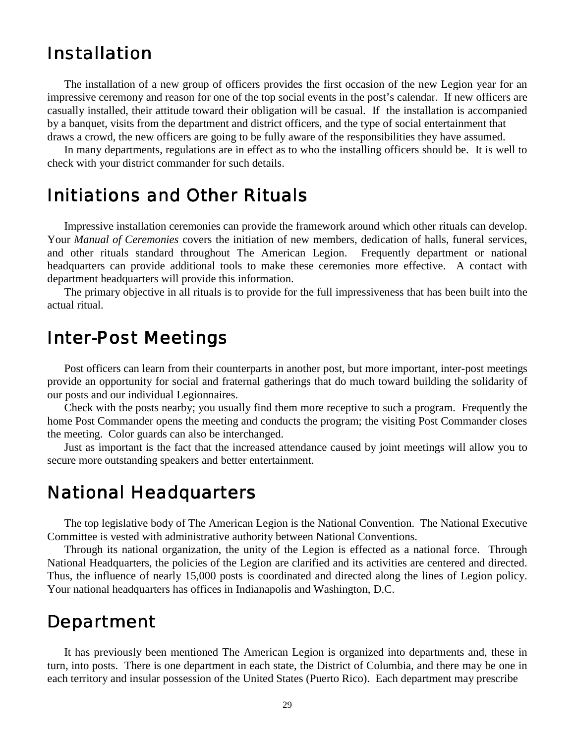# Installation

The installation of a new group of officers provides the first occasion of the new Legion year for an impressive ceremony and reason for one of the top social events in the post's calendar. If new officers are casually installed, their attitude toward their obligation will be casual. If the installation is accompanied by a banquet, visits from the department and district officers, and the type of social entertainment that draws a crowd, the new officers are going to be fully aware of the responsibilities they have assumed.

In many departments, regulations are in effect as to who the installing officers should be. It is well to check with your district commander for such details.

# Initiations and Other Rituals

Impressive installation ceremonies can provide the framework around which other rituals can develop. Your *Manual of Ceremonies* covers the initiation of new members, dedication of halls, funeral services, and other rituals standard throughout The American Legion. Frequently department or national headquarters can provide additional tools to make these ceremonies more effective. A contact with department headquarters will provide this information.

The primary objective in all rituals is to provide for the full impressiveness that has been built into the actual ritual.

# Inter-Post Meetings

Post officers can learn from their counterparts in another post, but more important, inter-post meetings provide an opportunity for social and fraternal gatherings that do much toward building the solidarity of our posts and our individual Legionnaires.

Check with the posts nearby; you usually find them more receptive to such a program. Frequently the home Post Commander opens the meeting and conducts the program; the visiting Post Commander closes the meeting. Color guards can also be interchanged.

Just as important is the fact that the increased attendance caused by joint meetings will allow you to secure more outstanding speakers and better entertainment.

# National Headquarters

The top legislative body of The American Legion is the National Convention. The National Executive Committee is vested with administrative authority between National Conventions.

Through its national organization, the unity of the Legion is effected as a national force. Through National Headquarters, the policies of the Legion are clarified and its activities are centered and directed. Thus, the influence of nearly 15,000 posts is coordinated and directed along the lines of Legion policy. Your national headquarters has offices in Indianapolis and Washington, D.C.

# Department

It has previously been mentioned The American Legion is organized into departments and, these in turn, into posts. There is one department in each state, the District of Columbia, and there may be one in each territory and insular possession of the United States (Puerto Rico). Each department may prescribe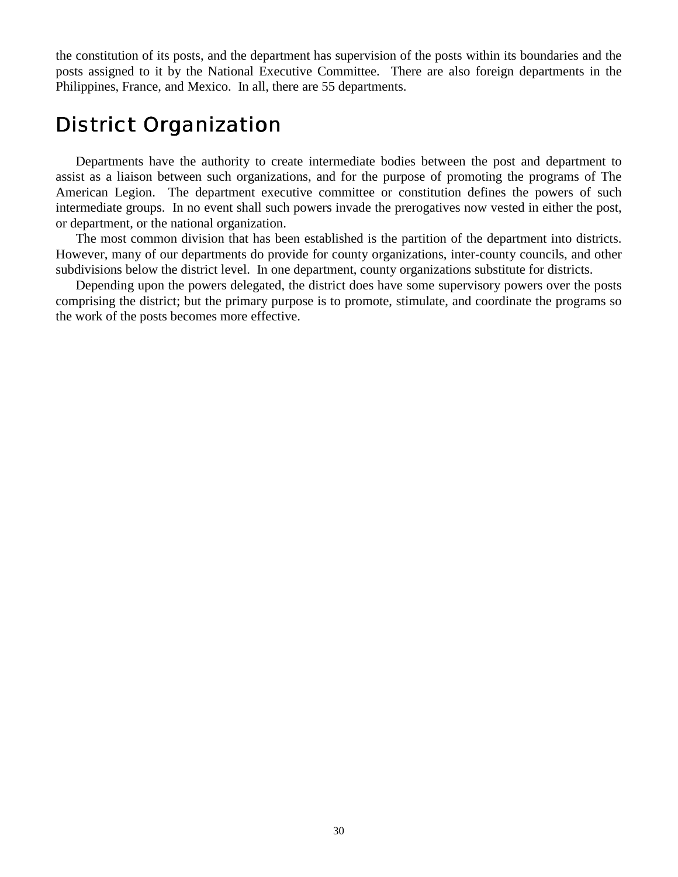the constitution of its posts, and the department has supervision of the posts within its boundaries and the posts assigned to it by the National Executive Committee. There are also foreign departments in the Philippines, France, and Mexico. In all, there are 55 departments.

## District Organization

Departments have the authority to create intermediate bodies between the post and department to assist as a liaison between such organizations, and for the purpose of promoting the programs of The American Legion. The department executive committee or constitution defines the powers of such intermediate groups. In no event shall such powers invade the prerogatives now vested in either the post, or department, or the national organization.

The most common division that has been established is the partition of the department into districts. However, many of our departments do provide for county organizations, inter-county councils, and other subdivisions below the district level. In one department, county organizations substitute for districts.

Depending upon the powers delegated, the district does have some supervisory powers over the posts comprising the district; but the primary purpose is to promote, stimulate, and coordinate the programs so the work of the posts becomes more effective.